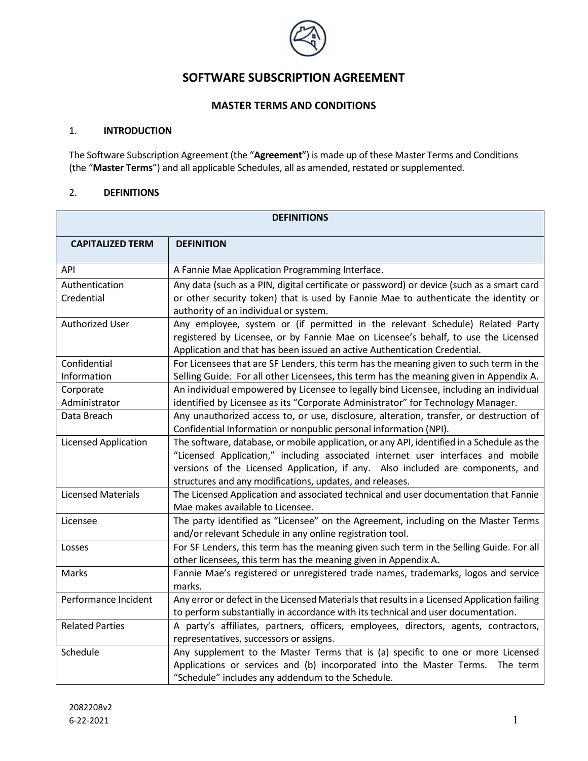# SOFTWARE SUBSCRIPTION AGREEMENT

## MASTER TERMS AND CONDITIONS

### 1. INTRODUCTION

The Software Subscription Agreement (the "**Agreement**") is made up of these Master Terms and Conditions (the "**Master Terms**") and all applicable Schedules, all as amended, restated or supplemented.

### 2. DEFINITIONS

| DEFINITIONS | |
|---|---|
| **CAPITALIZED TERM** | **DEFINITION** |
| API | A Fannie Mae Application Programming Interface. |
| Authentication Credential | Any data (such as a PIN, digital certificate or password) or device (such as a smart card or other security token) that is used by Fannie Mae to authenticate the identity or authority of an individual or system. |
| Authorized User | Any employee, system or (if permitted in the relevant Schedule) Related Party registered by Licensee, or by Fannie Mae on Licensee's behalf, to use the Licensed Application and that has been issued an active Authentication Credential. |
| Confidential Information | For Licensees that are SF Lenders, this term has the meaning given to such term in the Selling Guide. For all other Licensees, this term has the meaning given in Appendix A. |
| Corporate Administrator | An individual empowered by Licensee to legally bind Licensee, including an individual identified by Licensee as its "Corporate Administrator" for Technology Manager. |
| Data Breach | Any unauthorized access to, or use, disclosure, alteration, transfer, or destruction of Confidential Information or nonpublic personal information (NPI). |
| Licensed Application | The software, database, or mobile application, or any API, identified in a Schedule as the "Licensed Application," including associated internet user interfaces and mobile versions of the Licensed Application, if any. Also included are components, and structures and any modifications, updates, and releases. |
| Licensed Materials | The Licensed Application and associated technical and user documentation that Fannie Mae makes available to Licensee. |
| Licensee | The party identified as "Licensee" on the Agreement, including on the Master Terms and/or relevant Schedule in any online registration tool. |
| Losses | For SF Lenders, this term has the meaning given such term in the Selling Guide. For all other licensees, this term has the meaning given in Appendix A. |
| Marks | Fannie Mae's registered or unregistered trade names, trademarks, logos and service marks. |
| Performance Incident | Any error or defect in the Licensed Materials that results in a Licensed Application failing to perform substantially in accordance with its technical and user documentation. |
| Related Parties | A party's affiliates, partners, officers, employees, directors, agents, contractors, representatives, successors or assigns. |
| Schedule | Any supplement to the Master Terms that is (a) specific to one or more Licensed Applications or services and (b) incorporated into the Master Terms. The term "Schedule" includes any addendum to the Schedule. |

2082208v2
6-22-2021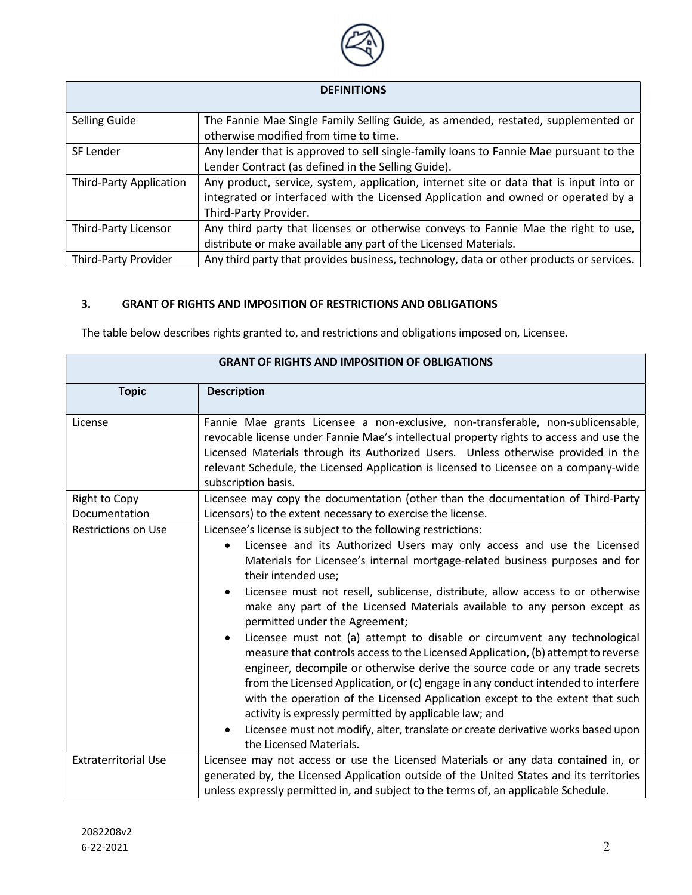| DEFINITIONS | |
| --- | --- |
| Selling Guide | The Fannie Mae Single Family Selling Guide, as amended, restated, supplemented or otherwise modified from time to time. |
| SF Lender | Any lender that is approved to sell single-family loans to Fannie Mae pursuant to the Lender Contract (as defined in the Selling Guide). |
| Third-Party Application | Any product, service, system, application, internet site or data that is input into or integrated or interfaced with the Licensed Application and owned or operated by a Third-Party Provider. |
| Third-Party Licensor | Any third party that licenses or otherwise conveys to Fannie Mae the right to use, distribute or make available any part of the Licensed Materials. |
| Third-Party Provider | Any third party that provides business, technology, data or other products or services. |

## 3. GRANT OF RIGHTS AND IMPOSITION OF RESTRICTIONS AND OBLIGATIONS

The table below describes rights granted to, and restrictions and obligations imposed on, Licensee.

| GRANT OF RIGHTS AND IMPOSITION OF OBLIGATIONS | |
| --- | --- |
| **Topic** | **Description** |
| License | Fannie Mae grants Licensee a non-exclusive, non-transferable, non-sublicensable, revocable license under Fannie Mae's intellectual property rights to access and use the Licensed Materials through its Authorized Users. Unless otherwise provided in the relevant Schedule, the Licensed Application is licensed to Licensee on a company-wide subscription basis. |
| Right to Copy Documentation | Licensee may copy the documentation (other than the documentation of Third-Party Licensors) to the extent necessary to exercise the license. |
| Restrictions on Use | Licensee's license is subject to the following restrictions:<br>• Licensee and its Authorized Users may only access and use the Licensed Materials for Licensee's internal mortgage-related business purposes and for their intended use;<br>• Licensee must not resell, sublicense, distribute, allow access to or otherwise make any part of the Licensed Materials available to any person except as permitted under the Agreement;<br>• Licensee must not (a) attempt to disable or circumvent any technological measure that controls access to the Licensed Application, (b) attempt to reverse engineer, decompile or otherwise derive the source code or any trade secrets from the Licensed Application, or (c) engage in any conduct intended to interfere with the operation of the Licensed Application except to the extent that such activity is expressly permitted by applicable law; and<br>• Licensee must not modify, alter, translate or create derivative works based upon the Licensed Materials. |
| Extraterritorial Use | Licensee may not access or use the Licensed Materials or any data contained in, or generated by, the Licensed Application outside of the United States and its territories unless expressly permitted in, and subject to the terms of, an applicable Schedule. |

2082208v2
6-22-2021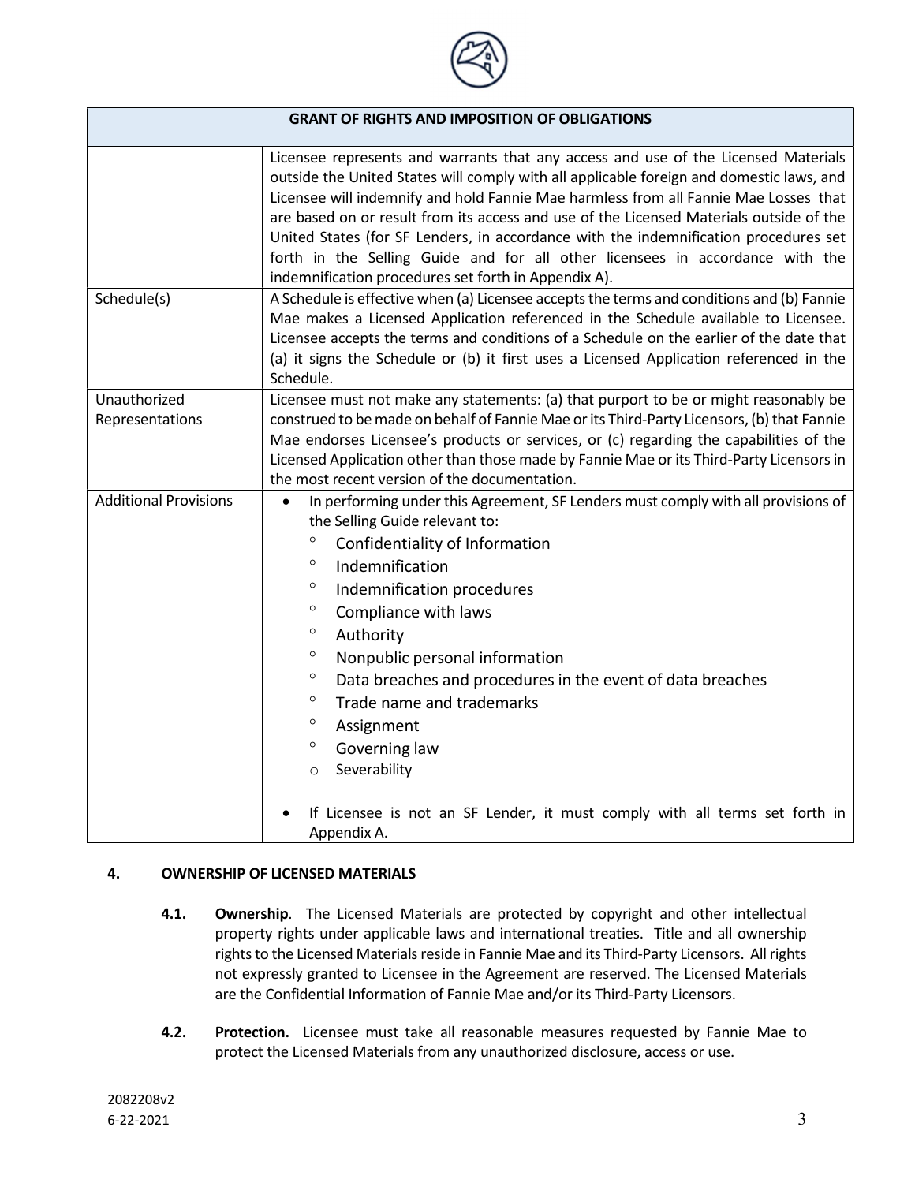| GRANT OF RIGHTS AND IMPOSITION OF OBLIGATIONS | |
|---|---|
| | Licensee represents and warrants that any access and use of the Licensed Materials outside the United States will comply with all applicable foreign and domestic laws, and Licensee will indemnify and hold Fannie Mae harmless from all Fannie Mae Losses that are based on or result from its access and use of the Licensed Materials outside of the United States (for SF Lenders, in accordance with the indemnification procedures set forth in the Selling Guide and for all other licensees in accordance with the indemnification procedures set forth in Appendix A). |
| Schedule(s) | A Schedule is effective when (a) Licensee accepts the terms and conditions and (b) Fannie Mae makes a Licensed Application referenced in the Schedule available to Licensee. Licensee accepts the terms and conditions of a Schedule on the earlier of the date that (a) it signs the Schedule or (b) it first uses a Licensed Application referenced in the Schedule. |
| Unauthorized Representations | Licensee must not make any statements: (a) that purport to be or might reasonably be construed to be made on behalf of Fannie Mae or its Third-Party Licensors, (b) that Fannie Mae endorses Licensee's products or services, or (c) regarding the capabilities of the Licensed Application other than those made by Fannie Mae or its Third-Party Licensors in the most recent version of the documentation. |
| Additional Provisions | • In performing under this Agreement, SF Lenders must comply with all provisions of the Selling Guide relevant to:<br>◦ Confidentiality of Information<br>◦ Indemnification<br>◦ Indemnification procedures<br>◦ Compliance with laws<br>◦ Authority<br>◦ Nonpublic personal information<br>◦ Data breaches and procedures in the event of data breaches<br>◦ Trade name and trademarks<br>◦ Assignment<br>◦ Governing law<br>◦ Severability<br><br>• If Licensee is not an SF Lender, it must comply with all terms set forth in Appendix A. |

## 4. OWNERSHIP OF LICENSED MATERIALS

**4.1. Ownership**. The Licensed Materials are protected by copyright and other intellectual property rights under applicable laws and international treaties. Title and all ownership rights to the Licensed Materials reside in Fannie Mae and its Third-Party Licensors. All rights not expressly granted to Licensee in the Agreement are reserved. The Licensed Materials are the Confidential Information of Fannie Mae and/or its Third-Party Licensors.

**4.2. Protection.** Licensee must take all reasonable measures requested by Fannie Mae to protect the Licensed Materials from any unauthorized disclosure, access or use.

2082208v2
6-22-2021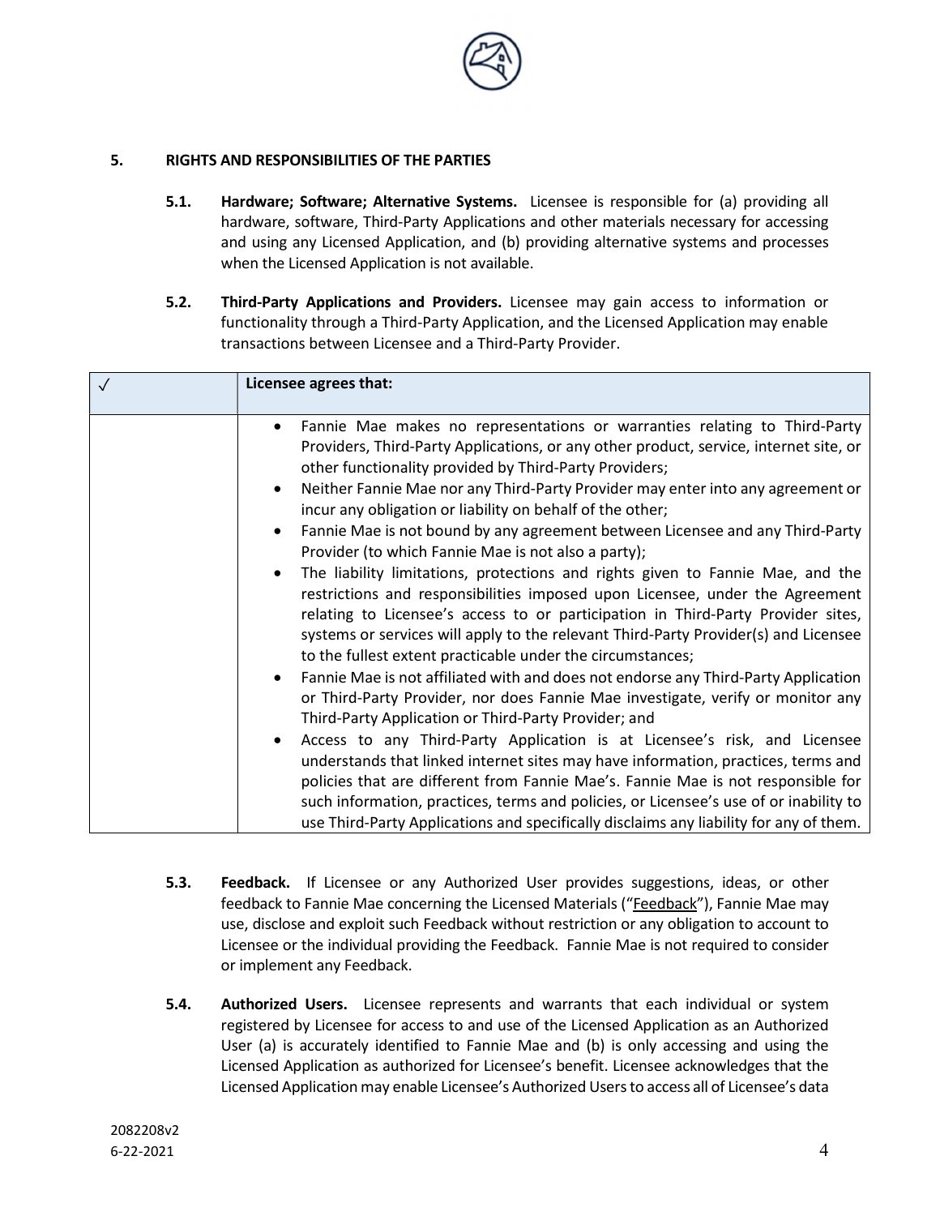## 5. RIGHTS AND RESPONSIBILITIES OF THE PARTIES

**5.1. Hardware; Software; Alternative Systems.** Licensee is responsible for (a) providing all hardware, software, Third-Party Applications and other materials necessary for accessing and using any Licensed Application, and (b) providing alternative systems and processes when the Licensed Application is not available.

**5.2. Third-Party Applications and Providers.** Licensee may gain access to information or functionality through a Third-Party Application, and the Licensed Application may enable transactions between Licensee and a Third-Party Provider.

| ✓ | **Licensee agrees that:** |
|---|---|
| | • Fannie Mae makes no representations or warranties relating to Third-Party Providers, Third-Party Applications, or any other product, service, internet site, or other functionality provided by Third-Party Providers;<br>• Neither Fannie Mae nor any Third-Party Provider may enter into any agreement or incur any obligation or liability on behalf of the other;<br>• Fannie Mae is not bound by any agreement between Licensee and any Third-Party Provider (to which Fannie Mae is not also a party);<br>• The liability limitations, protections and rights given to Fannie Mae, and the restrictions and responsibilities imposed upon Licensee, under the Agreement relating to Licensee's access to or participation in Third-Party Provider sites, systems or services will apply to the relevant Third-Party Provider(s) and Licensee to the fullest extent practicable under the circumstances;<br>• Fannie Mae is not affiliated with and does not endorse any Third-Party Application or Third-Party Provider, nor does Fannie Mae investigate, verify or monitor any Third-Party Application or Third-Party Provider; and<br>• Access to any Third-Party Application is at Licensee's risk, and Licensee understands that linked internet sites may have information, practices, terms and policies that are different from Fannie Mae's. Fannie Mae is not responsible for such information, practices, terms and policies, or Licensee's use of or inability to use Third-Party Applications and specifically disclaims any liability for any of them. |

**5.3. Feedback.** If Licensee or any Authorized User provides suggestions, ideas, or other feedback to Fannie Mae concerning the Licensed Materials ("Feedback"), Fannie Mae may use, disclose and exploit such Feedback without restriction or any obligation to account to Licensee or the individual providing the Feedback. Fannie Mae is not required to consider or implement any Feedback.

**5.4. Authorized Users.** Licensee represents and warrants that each individual or system registered by Licensee for access to and use of the Licensed Application as an Authorized User (a) is accurately identified to Fannie Mae and (b) is only accessing and using the Licensed Application as authorized for Licensee's benefit. Licensee acknowledges that the Licensed Application may enable Licensee's Authorized Users to access all of Licensee's data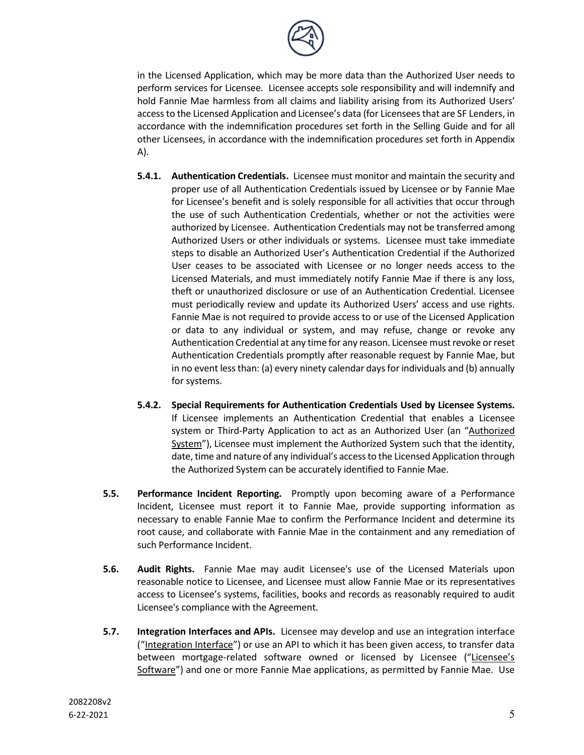in the Licensed Application, which may be more data than the Authorized User needs to perform services for Licensee. Licensee accepts sole responsibility and will indemnify and hold Fannie Mae harmless from all claims and liability arising from its Authorized Users' access to the Licensed Application and Licensee's data (for Licensees that are SF Lenders, in accordance with the indemnification procedures set forth in the Selling Guide and for all other Licensees, in accordance with the indemnification procedures set forth in Appendix A).

**5.4.1. Authentication Credentials.** Licensee must monitor and maintain the security and proper use of all Authentication Credentials issued by Licensee or by Fannie Mae for Licensee's benefit and is solely responsible for all activities that occur through the use of such Authentication Credentials, whether or not the activities were authorized by Licensee. Authentication Credentials may not be transferred among Authorized Users or other individuals or systems. Licensee must take immediate steps to disable an Authorized User's Authentication Credential if the Authorized User ceases to be associated with Licensee or no longer needs access to the Licensed Materials, and must immediately notify Fannie Mae if there is any loss, theft or unauthorized disclosure or use of an Authentication Credential. Licensee must periodically review and update its Authorized Users' access and use rights. Fannie Mae is not required to provide access to or use of the Licensed Application or data to any individual or system, and may refuse, change or revoke any Authentication Credential at any time for any reason. Licensee must revoke or reset Authentication Credentials promptly after reasonable request by Fannie Mae, but in no event less than: (a) every ninety calendar days for individuals and (b) annually for systems.

**5.4.2. Special Requirements for Authentication Credentials Used by Licensee Systems.** If Licensee implements an Authentication Credential that enables a Licensee system or Third-Party Application to act as an Authorized User (an "Authorized System"), Licensee must implement the Authorized System such that the identity, date, time and nature of any individual's access to the Licensed Application through the Authorized System can be accurately identified to Fannie Mae.

**5.5. Performance Incident Reporting.** Promptly upon becoming aware of a Performance Incident, Licensee must report it to Fannie Mae, provide supporting information as necessary to enable Fannie Mae to confirm the Performance Incident and determine its root cause, and collaborate with Fannie Mae in the containment and any remediation of such Performance Incident.

**5.6. Audit Rights.** Fannie Mae may audit Licensee's use of the Licensed Materials upon reasonable notice to Licensee, and Licensee must allow Fannie Mae or its representatives access to Licensee's systems, facilities, books and records as reasonably required to audit Licensee's compliance with the Agreement.

**5.7. Integration Interfaces and APIs.** Licensee may develop and use an integration interface ("Integration Interface") or use an API to which it has been given access, to transfer data between mortgage-related software owned or licensed by Licensee ("Licensee's Software") and one or more Fannie Mae applications, as permitted by Fannie Mae. Use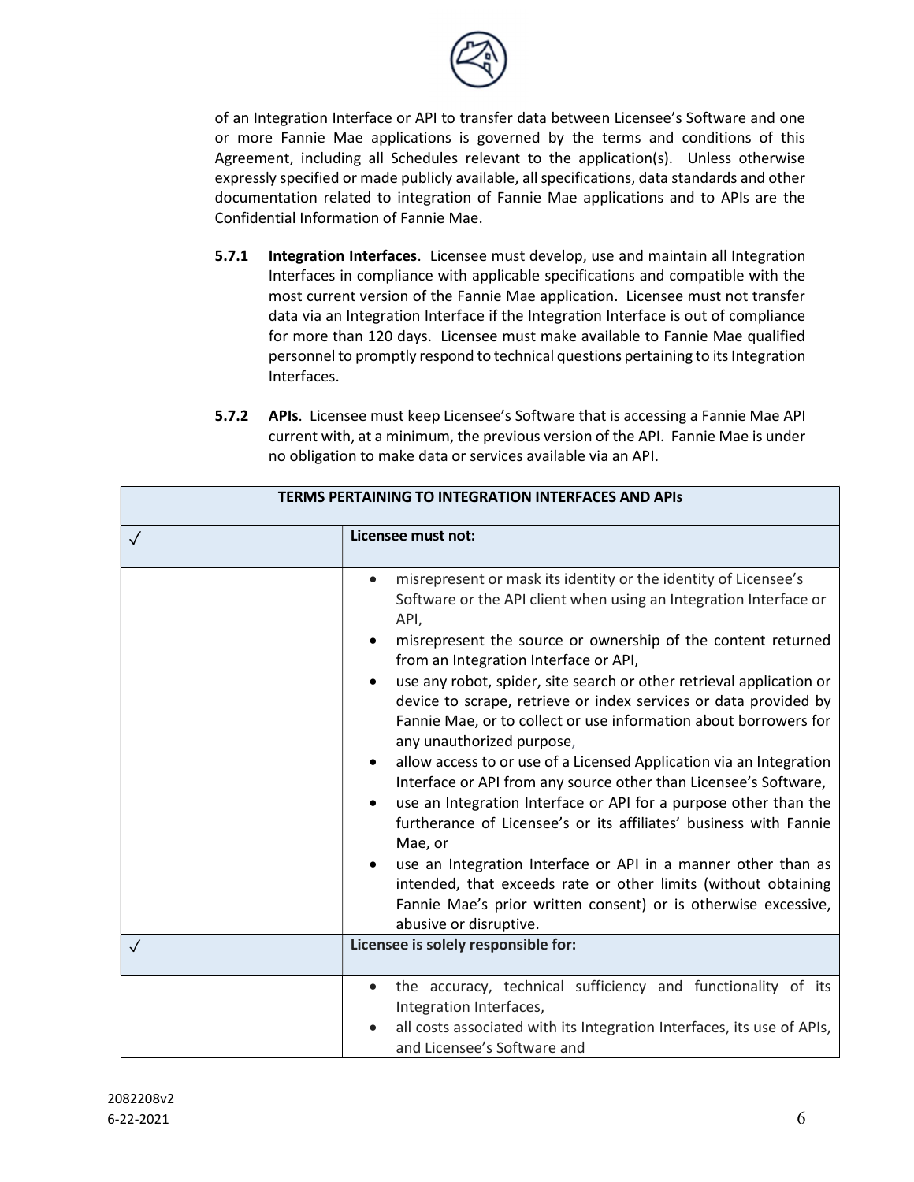of an Integration Interface or API to transfer data between Licensee's Software and one or more Fannie Mae applications is governed by the terms and conditions of this Agreement, including all Schedules relevant to the application(s). Unless otherwise expressly specified or made publicly available, all specifications, data standards and other documentation related to integration of Fannie Mae applications and to APIs are the Confidential Information of Fannie Mae.

**5.7.1 Integration Interfaces**. Licensee must develop, use and maintain all Integration Interfaces in compliance with applicable specifications and compatible with the most current version of the Fannie Mae application. Licensee must not transfer data via an Integration Interface if the Integration Interface is out of compliance for more than 120 days. Licensee must make available to Fannie Mae qualified personnel to promptly respond to technical questions pertaining to its Integration Interfaces.

**5.7.2 APIs**. Licensee must keep Licensee's Software that is accessing a Fannie Mae API current with, at a minimum, the previous version of the API. Fannie Mae is under no obligation to make data or services available via an API.

| **TERMS PERTAINING TO INTEGRATION INTERFACES AND APIs** | |
|---|---|
| ✓ | **Licensee must not:** |
| | • misrepresent or mask its identity or the identity of Licensee's Software or the API client when using an Integration Interface or API,<br>• misrepresent the source or ownership of the content returned from an Integration Interface or API,<br>• use any robot, spider, site search or other retrieval application or device to scrape, retrieve or index services or data provided by Fannie Mae, or to collect or use information about borrowers for any unauthorized purpose,<br>• allow access to or use of a Licensed Application via an Integration Interface or API from any source other than Licensee's Software,<br>• use an Integration Interface or API for a purpose other than the furtherance of Licensee's or its affiliates' business with Fannie Mae, or<br>• use an Integration Interface or API in a manner other than as intended, that exceeds rate or other limits (without obtaining Fannie Mae's prior written consent) or is otherwise excessive, abusive or disruptive. |
| ✓ | **Licensee is solely responsible for:** |
| | • the accuracy, technical sufficiency and functionality of its Integration Interfaces,<br>• all costs associated with its Integration Interfaces, its use of APIs, and Licensee's Software and |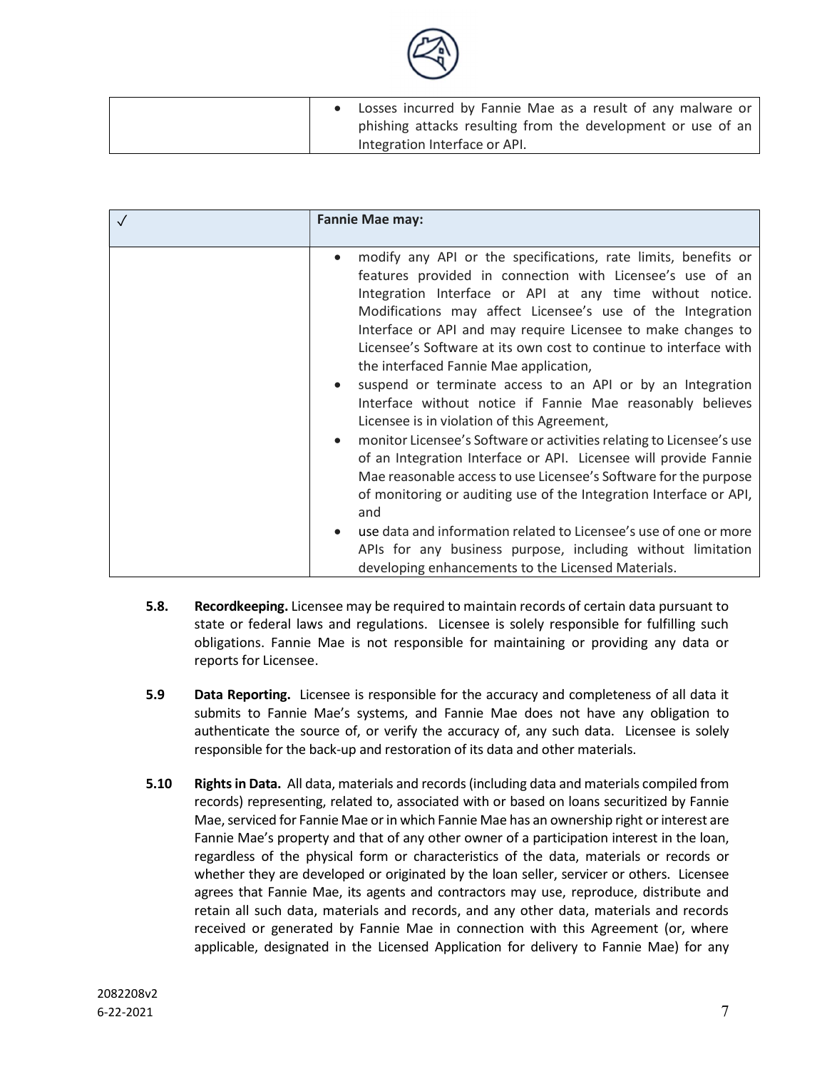| | • Losses incurred by Fannie Mae as a result of any malware or phishing attacks resulting from the development or use of an Integration Interface or API. |
|---|---|

| ✓ | **Fannie Mae may:** |
|---|---|
| | • modify any API or the specifications, rate limits, benefits or features provided in connection with Licensee's use of an Integration Interface or API at any time without notice. Modifications may affect Licensee's use of the Integration Interface or API and may require Licensee to make changes to Licensee's Software at its own cost to continue to interface with the interfaced Fannie Mae application,<br>• suspend or terminate access to an API or by an Integration Interface without notice if Fannie Mae reasonably believes Licensee is in violation of this Agreement,<br>• monitor Licensee's Software or activities relating to Licensee's use of an Integration Interface or API. Licensee will provide Fannie Mae reasonable access to use Licensee's Software for the purpose of monitoring or auditing use of the Integration Interface or API, and<br>• use data and information related to Licensee's use of one or more APIs for any business purpose, including without limitation developing enhancements to the Licensed Materials. |

**5.8. Recordkeeping.** Licensee may be required to maintain records of certain data pursuant to state or federal laws and regulations. Licensee is solely responsible for fulfilling such obligations. Fannie Mae is not responsible for maintaining or providing any data or reports for Licensee.

**5.9 Data Reporting.** Licensee is responsible for the accuracy and completeness of all data it submits to Fannie Mae's systems, and Fannie Mae does not have any obligation to authenticate the source of, or verify the accuracy of, any such data. Licensee is solely responsible for the back-up and restoration of its data and other materials.

**5.10 Rights in Data.** All data, materials and records (including data and materials compiled from records) representing, related to, associated with or based on loans securitized by Fannie Mae, serviced for Fannie Mae or in which Fannie Mae has an ownership right or interest are Fannie Mae's property and that of any other owner of a participation interest in the loan, regardless of the physical form or characteristics of the data, materials or records or whether they are developed or originated by the loan seller, servicer or others. Licensee agrees that Fannie Mae, its agents and contractors may use, reproduce, distribute and retain all such data, materials and records, and any other data, materials and records received or generated by Fannie Mae in connection with this Agreement (or, where applicable, designated in the Licensed Application for delivery to Fannie Mae) for any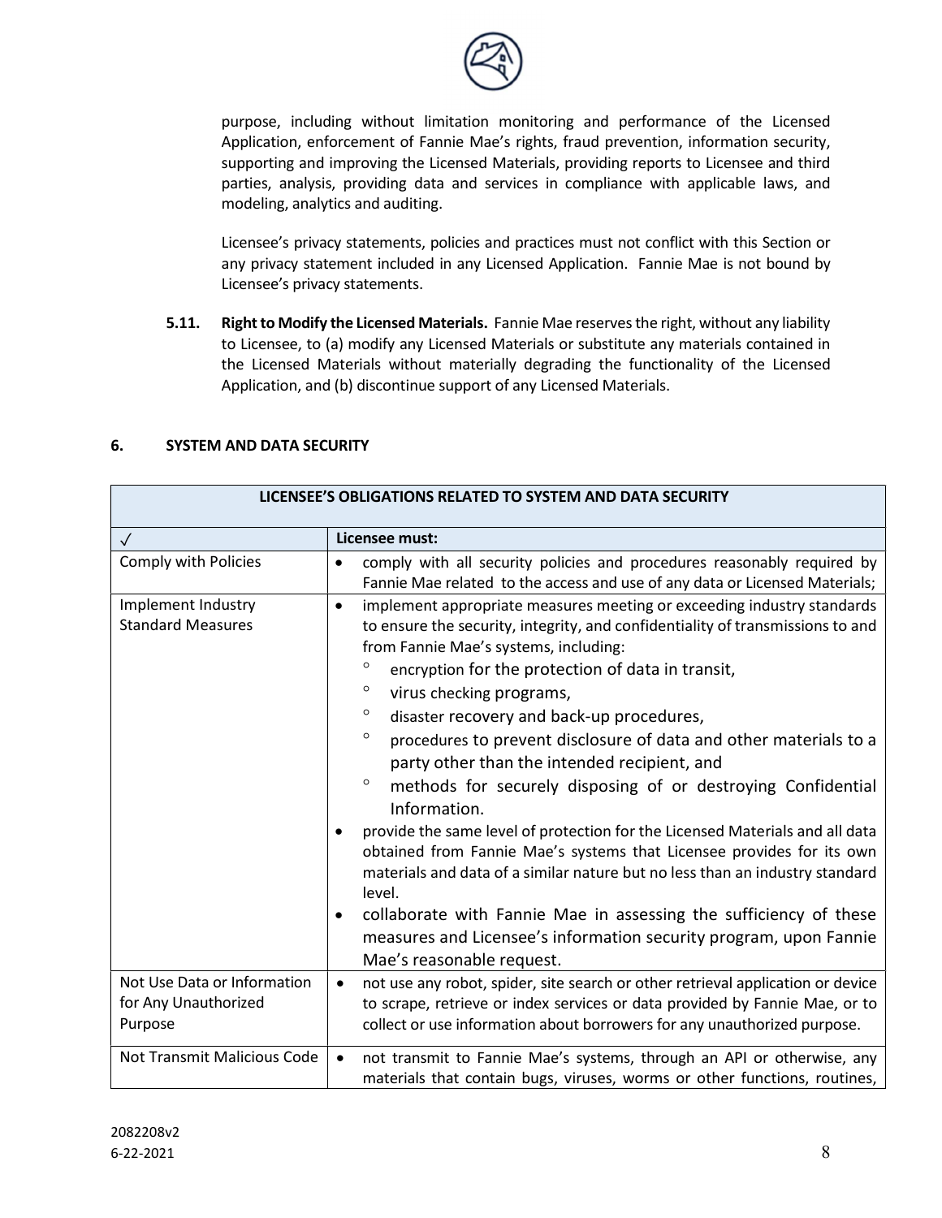purpose, including without limitation monitoring and performance of the Licensed Application, enforcement of Fannie Mae's rights, fraud prevention, information security, supporting and improving the Licensed Materials, providing reports to Licensee and third parties, analysis, providing data and services in compliance with applicable laws, and modeling, analytics and auditing.

Licensee's privacy statements, policies and practices must not conflict with this Section or any privacy statement included in any Licensed Application. Fannie Mae is not bound by Licensee's privacy statements.

**5.11. Right to Modify the Licensed Materials.** Fannie Mae reserves the right, without any liability to Licensee, to (a) modify any Licensed Materials or substitute any materials contained in the Licensed Materials without materially degrading the functionality of the Licensed Application, and (b) discontinue support of any Licensed Materials.

## 6. SYSTEM AND DATA SECURITY

| **LICENSEE'S OBLIGATIONS RELATED TO SYSTEM AND DATA SECURITY** | |
|---|---|
| ✓ | **Licensee must:** |
| Comply with Policies | • comply with all security policies and procedures reasonably required by Fannie Mae related to the access and use of any data or Licensed Materials; |
| Implement Industry Standard Measures | • implement appropriate measures meeting or exceeding industry standards to ensure the security, integrity, and confidentiality of transmissions to and from Fannie Mae's systems, including:<br>◦ encryption for the protection of data in transit,<br>◦ virus checking programs,<br>◦ disaster recovery and back-up procedures,<br>◦ procedures to prevent disclosure of data and other materials to a party other than the intended recipient, and<br>◦ methods for securely disposing of or destroying Confidential Information.<br>• provide the same level of protection for the Licensed Materials and all data obtained from Fannie Mae's systems that Licensee provides for its own materials and data of a similar nature but no less than an industry standard level.<br>• collaborate with Fannie Mae in assessing the sufficiency of these measures and Licensee's information security program, upon Fannie Mae's reasonable request. |
| Not Use Data or Information for Any Unauthorized Purpose | • not use any robot, spider, site search or other retrieval application or device to scrape, retrieve or index services or data provided by Fannie Mae, or to collect or use information about borrowers for any unauthorized purpose. |
| Not Transmit Malicious Code | • not transmit to Fannie Mae's systems, through an API or otherwise, any materials that contain bugs, viruses, worms or other functions, routines, |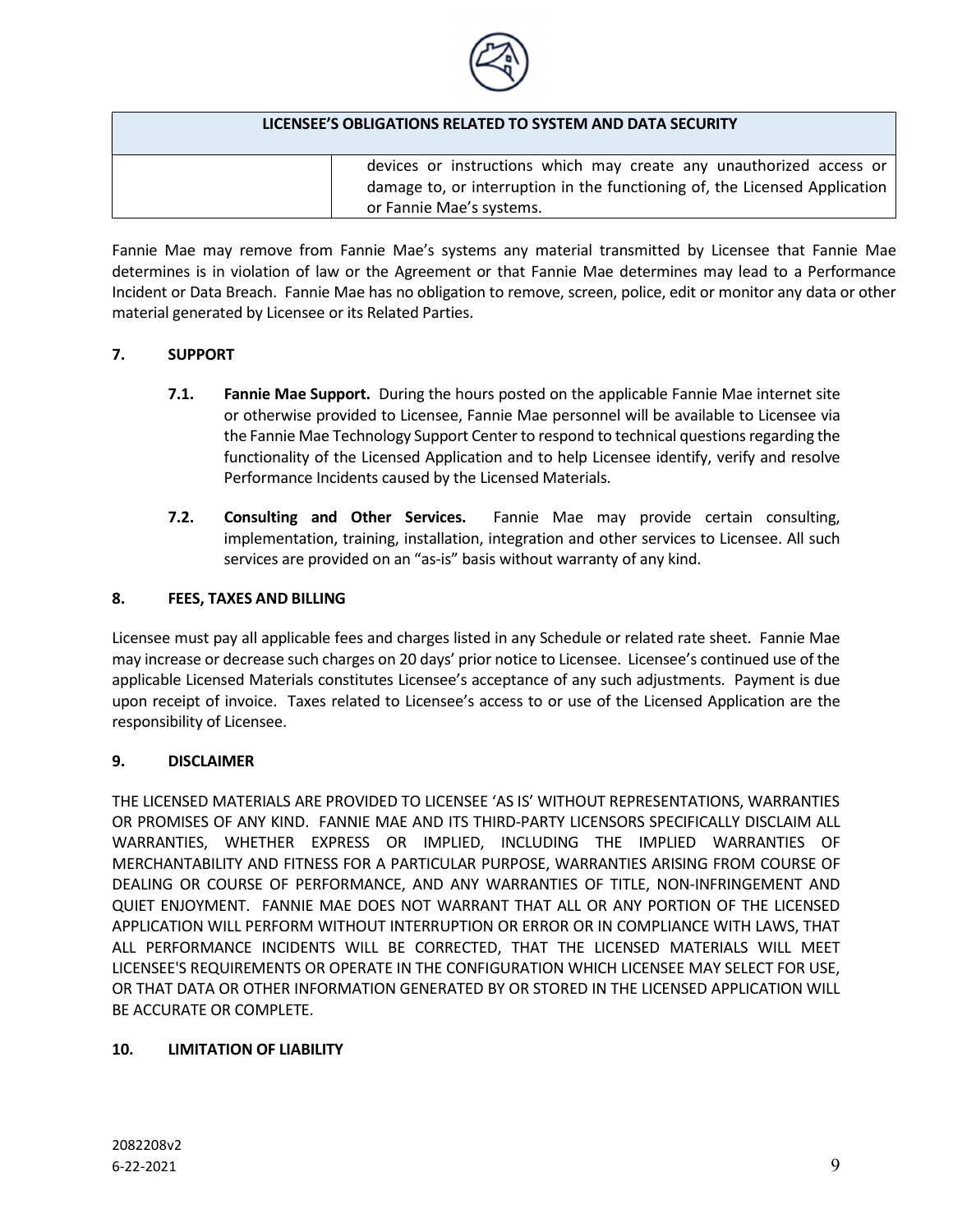| LICENSEE'S OBLIGATIONS RELATED TO SYSTEM AND DATA SECURITY | |
|---|---|
| | devices or instructions which may create any unauthorized access or damage to, or interruption in the functioning of, the Licensed Application or Fannie Mae's systems. |

Fannie Mae may remove from Fannie Mae's systems any material transmitted by Licensee that Fannie Mae determines is in violation of law or the Agreement or that Fannie Mae determines may lead to a Performance Incident or Data Breach. Fannie Mae has no obligation to remove, screen, police, edit or monitor any data or other material generated by Licensee or its Related Parties.

## 7. SUPPORT

**7.1. Fannie Mae Support.** During the hours posted on the applicable Fannie Mae internet site or otherwise provided to Licensee, Fannie Mae personnel will be available to Licensee via the Fannie Mae Technology Support Center to respond to technical questions regarding the functionality of the Licensed Application and to help Licensee identify, verify and resolve Performance Incidents caused by the Licensed Materials.

**7.2. Consulting and Other Services.** Fannie Mae may provide certain consulting, implementation, training, installation, integration and other services to Licensee. All such services are provided on an "as-is" basis without warranty of any kind.

## 8. FEES, TAXES AND BILLING

Licensee must pay all applicable fees and charges listed in any Schedule or related rate sheet. Fannie Mae may increase or decrease such charges on 20 days' prior notice to Licensee. Licensee's continued use of the applicable Licensed Materials constitutes Licensee's acceptance of any such adjustments. Payment is due upon receipt of invoice. Taxes related to Licensee's access to or use of the Licensed Application are the responsibility of Licensee.

## 9. DISCLAIMER

THE LICENSED MATERIALS ARE PROVIDED TO LICENSEE 'AS IS' WITHOUT REPRESENTATIONS, WARRANTIES OR PROMISES OF ANY KIND. FANNIE MAE AND ITS THIRD-PARTY LICENSORS SPECIFICALLY DISCLAIM ALL WARRANTIES, WHETHER EXPRESS OR IMPLIED, INCLUDING THE IMPLIED WARRANTIES OF MERCHANTABILITY AND FITNESS FOR A PARTICULAR PURPOSE, WARRANTIES ARISING FROM COURSE OF DEALING OR COURSE OF PERFORMANCE, AND ANY WARRANTIES OF TITLE, NON-INFRINGEMENT AND QUIET ENJOYMENT. FANNIE MAE DOES NOT WARRANT THAT ALL OR ANY PORTION OF THE LICENSED APPLICATION WILL PERFORM WITHOUT INTERRUPTION OR ERROR OR IN COMPLIANCE WITH LAWS, THAT ALL PERFORMANCE INCIDENTS WILL BE CORRECTED, THAT THE LICENSED MATERIALS WILL MEET LICENSEE'S REQUIREMENTS OR OPERATE IN THE CONFIGURATION WHICH LICENSEE MAY SELECT FOR USE, OR THAT DATA OR OTHER INFORMATION GENERATED BY OR STORED IN THE LICENSED APPLICATION WILL BE ACCURATE OR COMPLETE.

## 10. LIMITATION OF LIABILITY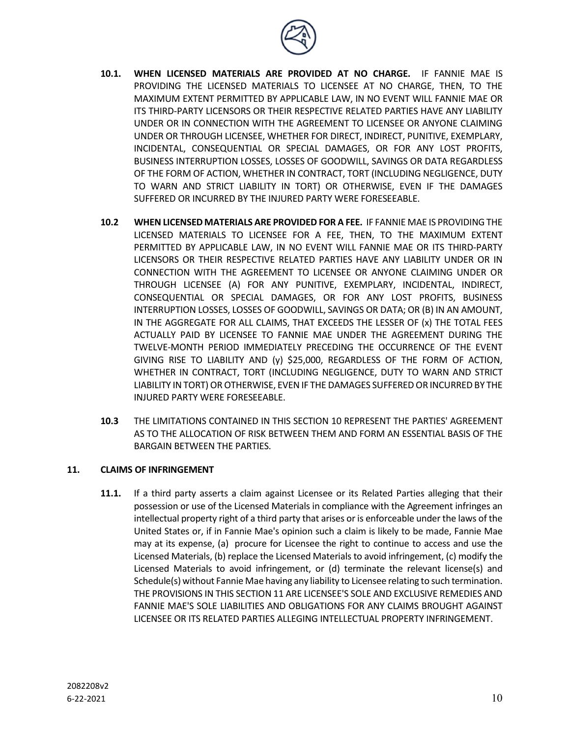**10.1. WHEN LICENSED MATERIALS ARE PROVIDED AT NO CHARGE.** IF FANNIE MAE IS PROVIDING THE LICENSED MATERIALS TO LICENSEE AT NO CHARGE, THEN, TO THE MAXIMUM EXTENT PERMITTED BY APPLICABLE LAW, IN NO EVENT WILL FANNIE MAE OR ITS THIRD-PARTY LICENSORS OR THEIR RESPECTIVE RELATED PARTIES HAVE ANY LIABILITY UNDER OR IN CONNECTION WITH THE AGREEMENT TO LICENSEE OR ANYONE CLAIMING UNDER OR THROUGH LICENSEE, WHETHER FOR DIRECT, INDIRECT, PUNITIVE, EXEMPLARY, INCIDENTAL, CONSEQUENTIAL OR SPECIAL DAMAGES, OR FOR ANY LOST PROFITS, BUSINESS INTERRUPTION LOSSES, LOSSES OF GOODWILL, SAVINGS OR DATA REGARDLESS OF THE FORM OF ACTION, WHETHER IN CONTRACT, TORT (INCLUDING NEGLIGENCE, DUTY TO WARN AND STRICT LIABILITY IN TORT) OR OTHERWISE, EVEN IF THE DAMAGES SUFFERED OR INCURRED BY THE INJURED PARTY WERE FORESEEABLE.

**10.2 WHEN LICENSED MATERIALS ARE PROVIDED FOR A FEE.** IF FANNIE MAE IS PROVIDING THE LICENSED MATERIALS TO LICENSEE FOR A FEE, THEN, TO THE MAXIMUM EXTENT PERMITTED BY APPLICABLE LAW, IN NO EVENT WILL FANNIE MAE OR ITS THIRD-PARTY LICENSORS OR THEIR RESPECTIVE RELATED PARTIES HAVE ANY LIABILITY UNDER OR IN CONNECTION WITH THE AGREEMENT TO LICENSEE OR ANYONE CLAIMING UNDER OR THROUGH LICENSEE (A) FOR ANY PUNITIVE, EXEMPLARY, INCIDENTAL, INDIRECT, CONSEQUENTIAL OR SPECIAL DAMAGES, OR FOR ANY LOST PROFITS, BUSINESS INTERRUPTION LOSSES, LOSSES OF GOODWILL, SAVINGS OR DATA; OR (B) IN AN AMOUNT, IN THE AGGREGATE FOR ALL CLAIMS, THAT EXCEEDS THE LESSER OF (x) THE TOTAL FEES ACTUALLY PAID BY LICENSEE TO FANNIE MAE UNDER THE AGREEMENT DURING THE TWELVE-MONTH PERIOD IMMEDIATELY PRECEDING THE OCCURRENCE OF THE EVENT GIVING RISE TO LIABILITY AND (y) $25,000, REGARDLESS OF THE FORM OF ACTION, WHETHER IN CONTRACT, TORT (INCLUDING NEGLIGENCE, DUTY TO WARN AND STRICT LIABILITY IN TORT) OR OTHERWISE, EVEN IF THE DAMAGES SUFFERED OR INCURRED BY THE INJURED PARTY WERE FORESEEABLE.

**10.3** THE LIMITATIONS CONTAINED IN THIS SECTION 10 REPRESENT THE PARTIES' AGREEMENT AS TO THE ALLOCATION OF RISK BETWEEN THEM AND FORM AN ESSENTIAL BASIS OF THE BARGAIN BETWEEN THE PARTIES.

## 11. CLAIMS OF INFRINGEMENT

**11.1.** If a third party asserts a claim against Licensee or its Related Parties alleging that their possession or use of the Licensed Materials in compliance with the Agreement infringes an intellectual property right of a third party that arises or is enforceable under the laws of the United States or, if in Fannie Mae's opinion such a claim is likely to be made, Fannie Mae may at its expense, (a) procure for Licensee the right to continue to access and use the Licensed Materials, (b) replace the Licensed Materials to avoid infringement, (c) modify the Licensed Materials to avoid infringement, or (d) terminate the relevant license(s) and Schedule(s) without Fannie Mae having any liability to Licensee relating to such termination. THE PROVISIONS IN THIS SECTION 11 ARE LICENSEE'S SOLE AND EXCLUSIVE REMEDIES AND FANNIE MAE'S SOLE LIABILITIES AND OBLIGATIONS FOR ANY CLAIMS BROUGHT AGAINST LICENSEE OR ITS RELATED PARTIES ALLEGING INTELLECTUAL PROPERTY INFRINGEMENT.

2082208v2
6-22-2021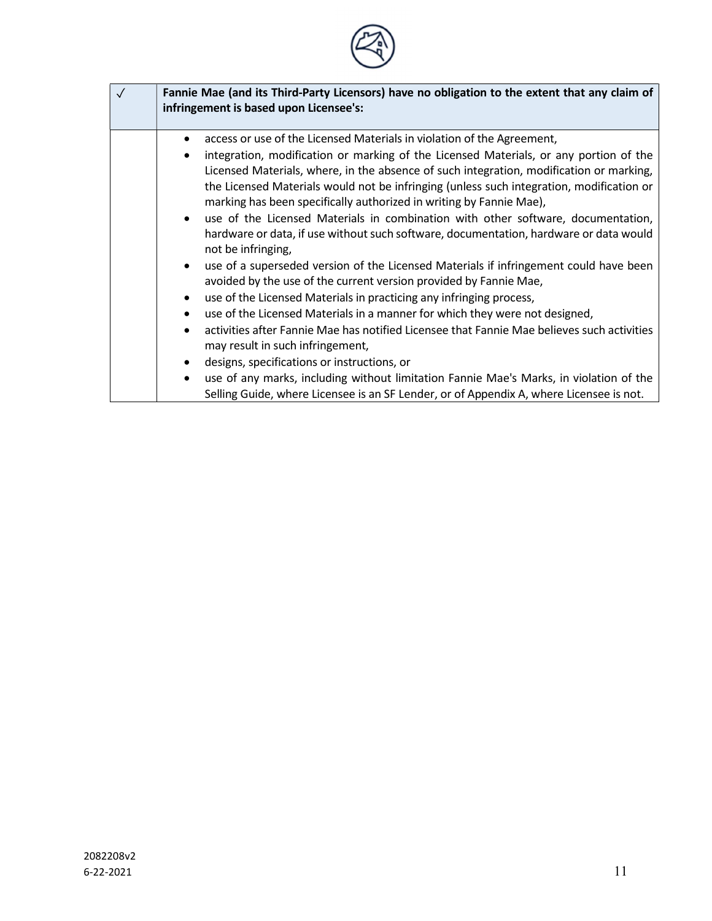| ✓ | **Fannie Mae (and its Third-Party Licensors) have no obligation to the extent that any claim of infringement is based upon Licensee's:** |
|---|---|
| | • access or use of the Licensed Materials in violation of the Agreement,<br>• integration, modification or marking of the Licensed Materials, or any portion of the Licensed Materials, where, in the absence of such integration, modification or marking, the Licensed Materials would not be infringing (unless such integration, modification or marking has been specifically authorized in writing by Fannie Mae),<br>• use of the Licensed Materials in combination with other software, documentation, hardware or data, if use without such software, documentation, hardware or data would not be infringing,<br>• use of a superseded version of the Licensed Materials if infringement could have been avoided by the use of the current version provided by Fannie Mae,<br>• use of the Licensed Materials in practicing any infringing process,<br>• use of the Licensed Materials in a manner for which they were not designed,<br>• activities after Fannie Mae has notified Licensee that Fannie Mae believes such activities may result in such infringement,<br>• designs, specifications or instructions, or<br>• use of any marks, including without limitation Fannie Mae's Marks, in violation of the Selling Guide, where Licensee is an SF Lender, or of Appendix A, where Licensee is not. |

2082208v2
6-22-2021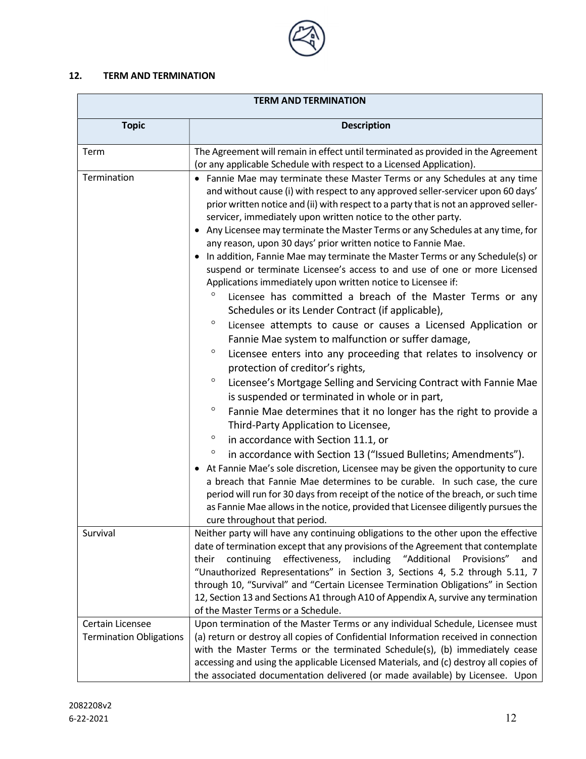## 12. TERM AND TERMINATION

| TERM AND TERMINATION | |
|---|---|
| **Topic** | **Description** |
| Term | The Agreement will remain in effect until terminated as provided in the Agreement (or any applicable Schedule with respect to a Licensed Application). |
| Termination | • Fannie Mae may terminate these Master Terms or any Schedules at any time and without cause (i) with respect to any approved seller-servicer upon 60 days' prior written notice and (ii) with respect to a party that is not an approved seller-servicer, immediately upon written notice to the other party.<br>• Any Licensee may terminate the Master Terms or any Schedules at any time, for any reason, upon 30 days' prior written notice to Fannie Mae.<br>• In addition, Fannie Mae may terminate the Master Terms or any Schedule(s) or suspend or terminate Licensee's access to and use of one or more Licensed Applications immediately upon written notice to Licensee if:<br>&nbsp;&nbsp;◦ Licensee has committed a breach of the Master Terms or any Schedules or its Lender Contract (if applicable),<br>&nbsp;&nbsp;◦ Licensee attempts to cause or causes a Licensed Application or Fannie Mae system to malfunction or suffer damage,<br>&nbsp;&nbsp;◦ Licensee enters into any proceeding that relates to insolvency or protection of creditor's rights,<br>&nbsp;&nbsp;◦ Licensee's Mortgage Selling and Servicing Contract with Fannie Mae is suspended or terminated in whole or in part,<br>&nbsp;&nbsp;◦ Fannie Mae determines that it no longer has the right to provide a Third-Party Application to Licensee,<br>&nbsp;&nbsp;◦ in accordance with Section 11.1, or<br>&nbsp;&nbsp;◦ in accordance with Section 13 ("Issued Bulletins; Amendments").<br>• At Fannie Mae's sole discretion, Licensee may be given the opportunity to cure a breach that Fannie Mae determines to be curable. In such case, the cure period will run for 30 days from receipt of the notice of the breach, or such time as Fannie Mae allows in the notice, provided that Licensee diligently pursues the cure throughout that period. |
| Survival | Neither party will have any continuing obligations to the other upon the effective date of termination except that any provisions of the Agreement that contemplate their continuing effectiveness, including "Additional Provisions" and "Unauthorized Representations" in Section 3, Sections 4, 5.2 through 5.11, 7 through 10, "Survival" and "Certain Licensee Termination Obligations" in Section 12, Section 13 and Sections A1 through A10 of Appendix A, survive any termination of the Master Terms or a Schedule. |
| Certain Licensee Termination Obligations | Upon termination of the Master Terms or any individual Schedule, Licensee must (a) return or destroy all copies of Confidential Information received in connection with the Master Terms or the terminated Schedule(s), (b) immediately cease accessing and using the applicable Licensed Materials, and (c) destroy all copies of the associated documentation delivered (or made available) by Licensee. Upon |

2082208v2
6-22-2021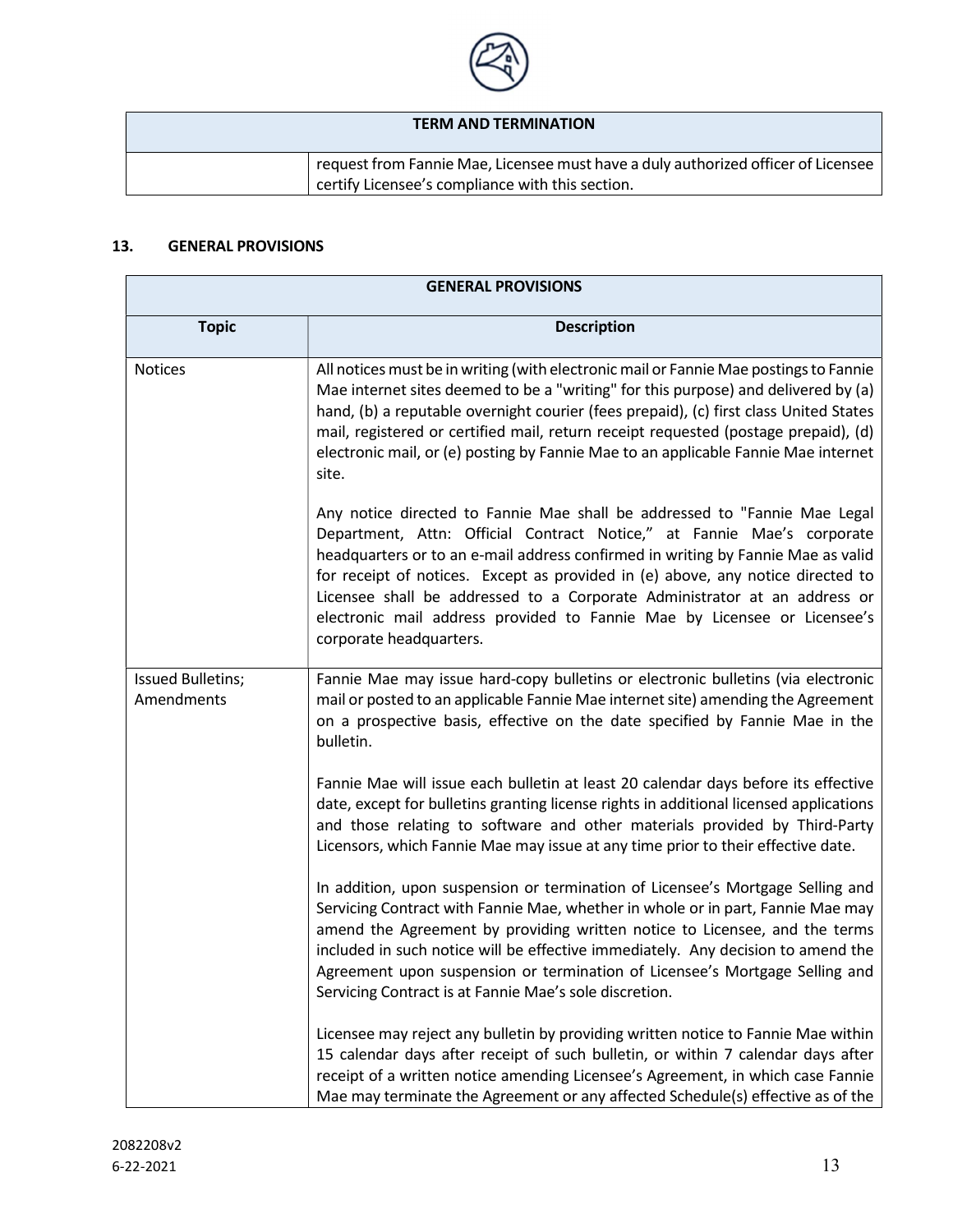| TERM AND TERMINATION | |
|---|---|
| | request from Fannie Mae, Licensee must have a duly authorized officer of Licensee certify Licensee's compliance with this section. |

## 13. GENERAL PROVISIONS

| GENERAL PROVISIONS | |
|---|---|
| **Topic** | **Description** |
| Notices | All notices must be in writing (with electronic mail or Fannie Mae postings to Fannie Mae internet sites deemed to be a "writing" for this purpose) and delivered by (a) hand, (b) a reputable overnight courier (fees prepaid), (c) first class United States mail, registered or certified mail, return receipt requested (postage prepaid), (d) electronic mail, or (e) posting by Fannie Mae to an applicable Fannie Mae internet site.<br><br>Any notice directed to Fannie Mae shall be addressed to "Fannie Mae Legal Department, Attn: Official Contract Notice," at Fannie Mae's corporate headquarters or to an e-mail address confirmed in writing by Fannie Mae as valid for receipt of notices. Except as provided in (e) above, any notice directed to Licensee shall be addressed to a Corporate Administrator at an address or electronic mail address provided to Fannie Mae by Licensee or Licensee's corporate headquarters. |
| Issued Bulletins; Amendments | Fannie Mae may issue hard-copy bulletins or electronic bulletins (via electronic mail or posted to an applicable Fannie Mae internet site) amending the Agreement on a prospective basis, effective on the date specified by Fannie Mae in the bulletin.<br><br>Fannie Mae will issue each bulletin at least 20 calendar days before its effective date, except for bulletins granting license rights in additional licensed applications and those relating to software and other materials provided by Third-Party Licensors, which Fannie Mae may issue at any time prior to their effective date.<br><br>In addition, upon suspension or termination of Licensee's Mortgage Selling and Servicing Contract with Fannie Mae, whether in whole or in part, Fannie Mae may amend the Agreement by providing written notice to Licensee, and the terms included in such notice will be effective immediately. Any decision to amend the Agreement upon suspension or termination of Licensee's Mortgage Selling and Servicing Contract is at Fannie Mae's sole discretion.<br><br>Licensee may reject any bulletin by providing written notice to Fannie Mae within 15 calendar days after receipt of such bulletin, or within 7 calendar days after receipt of a written notice amending Licensee's Agreement, in which case Fannie Mae may terminate the Agreement or any affected Schedule(s) effective as of the |

2082208v2
6-22-2021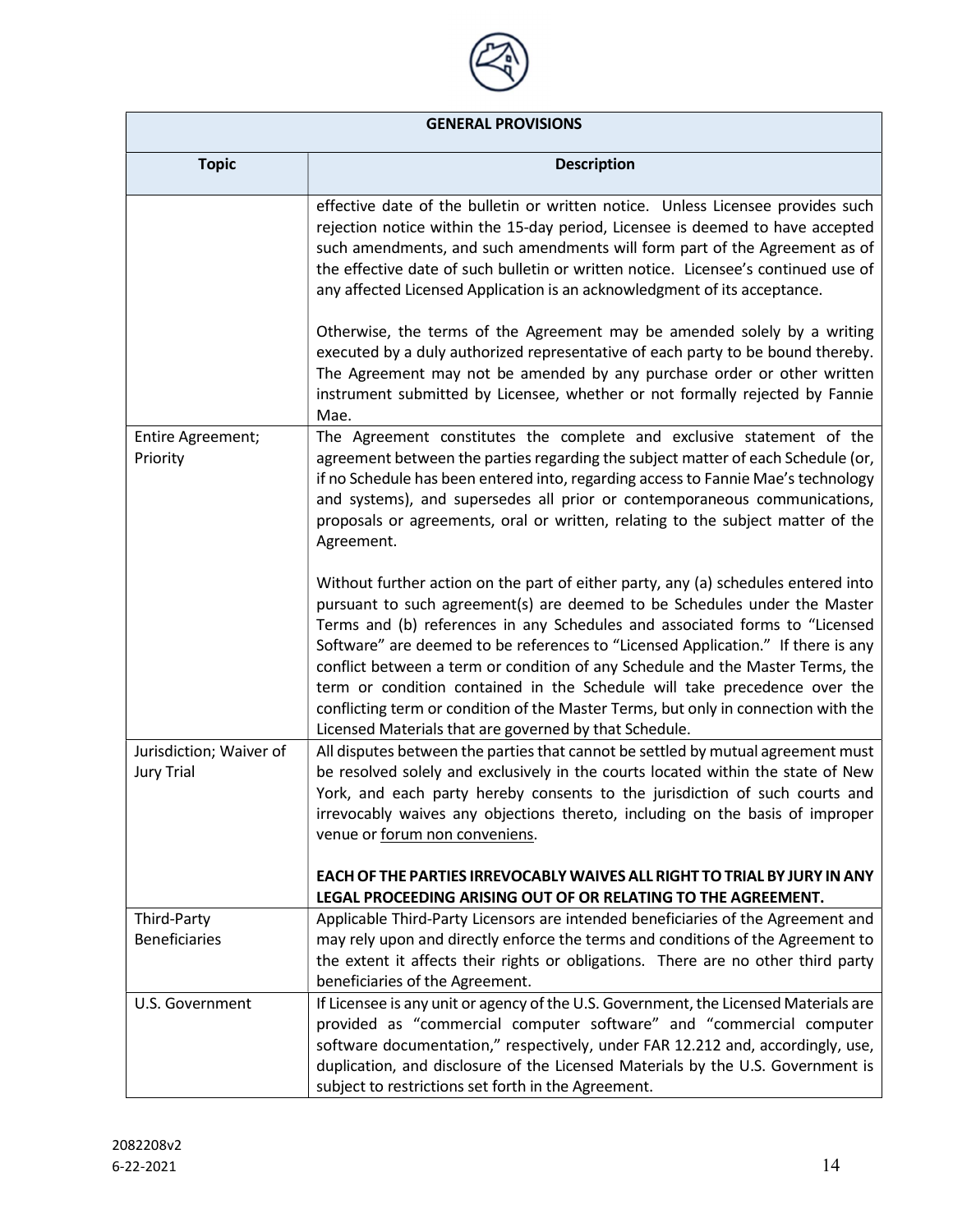| GENERAL PROVISIONS | |
|---|---|
| **Topic** | **Description** |
| | effective date of the bulletin or written notice. Unless Licensee provides such rejection notice within the 15-day period, Licensee is deemed to have accepted such amendments, and such amendments will form part of the Agreement as of the effective date of such bulletin or written notice. Licensee's continued use of any affected Licensed Application is an acknowledgment of its acceptance.<br><br>Otherwise, the terms of the Agreement may be amended solely by a writing executed by a duly authorized representative of each party to be bound thereby. The Agreement may not be amended by any purchase order or other written instrument submitted by Licensee, whether or not formally rejected by Fannie Mae. |
| Entire Agreement; Priority | The Agreement constitutes the complete and exclusive statement of the agreement between the parties regarding the subject matter of each Schedule (or, if no Schedule has been entered into, regarding access to Fannie Mae's technology and systems), and supersedes all prior or contemporaneous communications, proposals or agreements, oral or written, relating to the subject matter of the Agreement.<br><br>Without further action on the part of either party, any (a) schedules entered into pursuant to such agreement(s) are deemed to be Schedules under the Master Terms and (b) references in any Schedules and associated forms to "Licensed Software" are deemed to be references to "Licensed Application." If there is any conflict between a term or condition of any Schedule and the Master Terms, the term or condition contained in the Schedule will take precedence over the conflicting term or condition of the Master Terms, but only in connection with the Licensed Materials that are governed by that Schedule. |
| Jurisdiction; Waiver of Jury Trial | All disputes between the parties that cannot be settled by mutual agreement must be resolved solely and exclusively in the courts located within the state of New York, and each party hereby consents to the jurisdiction of such courts and irrevocably waives any objections thereto, including on the basis of improper venue or forum non conveniens.<br><br>**EACH OF THE PARTIES IRREVOCABLY WAIVES ALL RIGHT TO TRIAL BY JURY IN ANY LEGAL PROCEEDING ARISING OUT OF OR RELATING TO THE AGREEMENT.** |
| Third-Party Beneficiaries | Applicable Third-Party Licensors are intended beneficiaries of the Agreement and may rely upon and directly enforce the terms and conditions of the Agreement to the extent it affects their rights or obligations. There are no other third party beneficiaries of the Agreement. |
| U.S. Government | If Licensee is any unit or agency of the U.S. Government, the Licensed Materials are provided as "commercial computer software" and "commercial computer software documentation," respectively, under FAR 12.212 and, accordingly, use, duplication, and disclosure of the Licensed Materials by the U.S. Government is subject to restrictions set forth in the Agreement. |

2082208v2
6-22-2021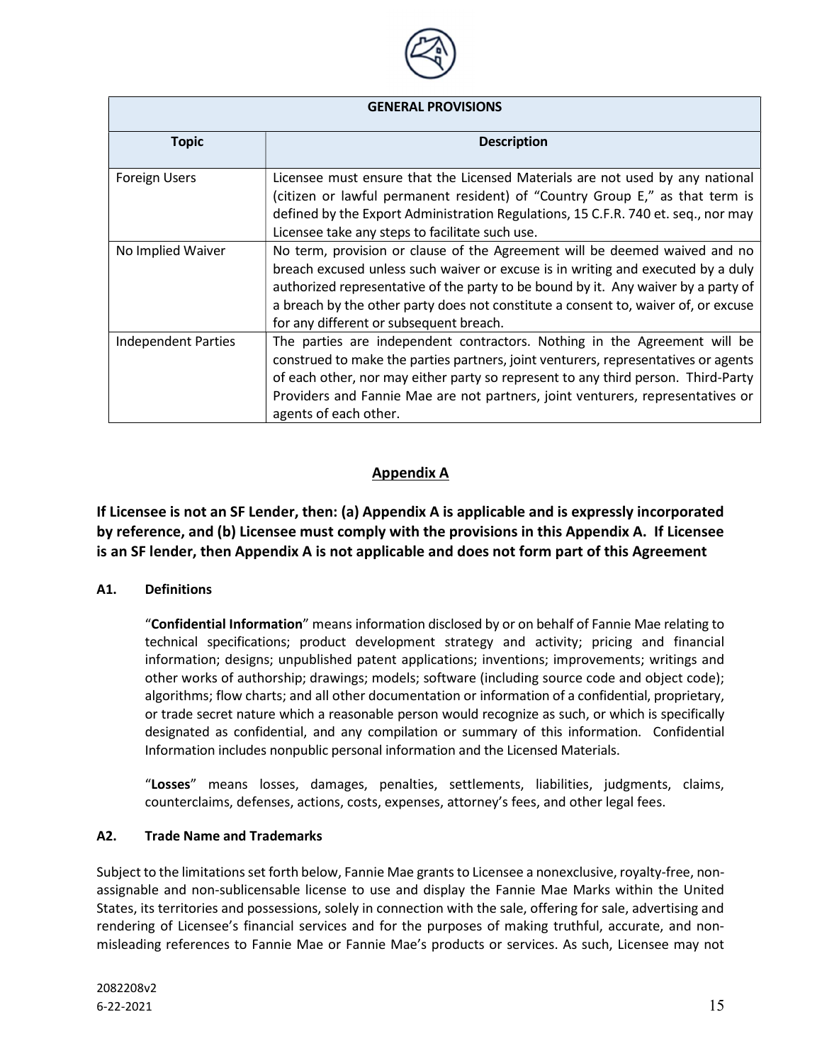| GENERAL PROVISIONS | |
|---|---|
| **Topic** | **Description** |
| Foreign Users | Licensee must ensure that the Licensed Materials are not used by any national (citizen or lawful permanent resident) of "Country Group E," as that term is defined by the Export Administration Regulations, 15 C.F.R. 740 et. seq., nor may Licensee take any steps to facilitate such use. |
| No Implied Waiver | No term, provision or clause of the Agreement will be deemed waived and no breach excused unless such waiver or excuse is in writing and executed by a duly authorized representative of the party to be bound by it. Any waiver by a party of a breach by the other party does not constitute a consent to, waiver of, or excuse for any different or subsequent breach. |
| Independent Parties | The parties are independent contractors. Nothing in the Agreement will be construed to make the parties partners, joint venturers, representatives or agents of each other, nor may either party so represent to any third person. Third-Party Providers and Fannie Mae are not partners, joint venturers, representatives or agents of each other. |

## Appendix A

**If Licensee is not an SF Lender, then: (a) Appendix A is applicable and is expressly incorporated by reference, and (b) Licensee must comply with the provisions in this Appendix A. If Licensee is an SF lender, then Appendix A is not applicable and does not form part of this Agreement**

### A1. Definitions

"**Confidential Information**" means information disclosed by or on behalf of Fannie Mae relating to technical specifications; product development strategy and activity; pricing and financial information; designs; unpublished patent applications; inventions; improvements; writings and other works of authorship; drawings; models; software (including source code and object code); algorithms; flow charts; and all other documentation or information of a confidential, proprietary, or trade secret nature which a reasonable person would recognize as such, or which is specifically designated as confidential, and any compilation or summary of this information. Confidential Information includes nonpublic personal information and the Licensed Materials.

"**Losses**" means losses, damages, penalties, settlements, liabilities, judgments, claims, counterclaims, defenses, actions, costs, expenses, attorney's fees, and other legal fees.

### A2. Trade Name and Trademarks

Subject to the limitations set forth below, Fannie Mae grants to Licensee a nonexclusive, royalty-free, non-assignable and non-sublicensable license to use and display the Fannie Mae Marks within the United States, its territories and possessions, solely in connection with the sale, offering for sale, advertising and rendering of Licensee's financial services and for the purposes of making truthful, accurate, and non-misleading references to Fannie Mae or Fannie Mae's products or services. As such, Licensee may not

2082208v2
6-22-2021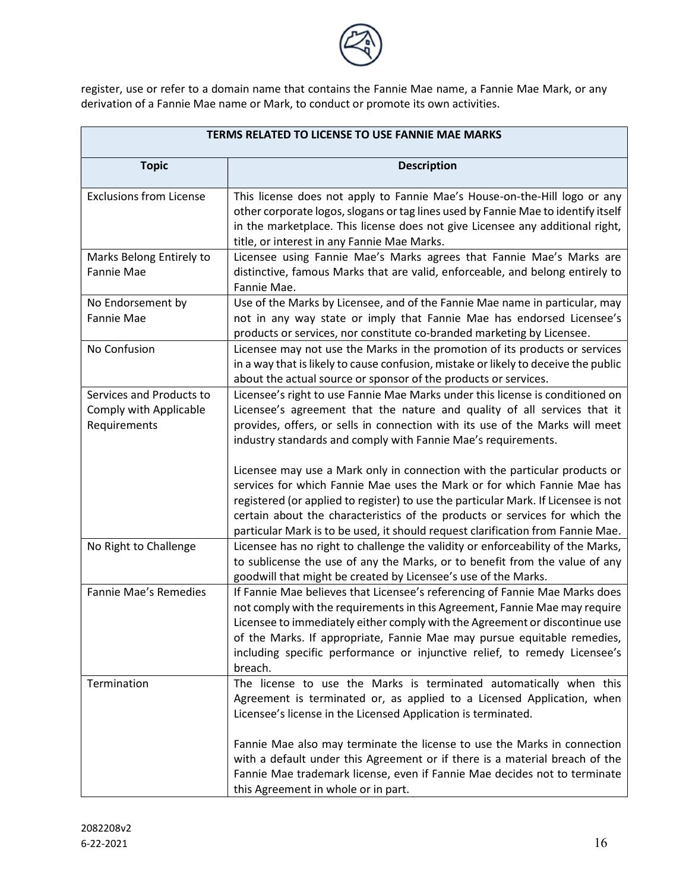register, use or refer to a domain name that contains the Fannie Mae name, a Fannie Mae Mark, or any derivation of a Fannie Mae name or Mark, to conduct or promote its own activities.

| TERMS RELATED TO LICENSE TO USE FANNIE MAE MARKS | |
|---|---|
| **Topic** | **Description** |
| Exclusions from License | This license does not apply to Fannie Mae's House-on-the-Hill logo or any other corporate logos, slogans or tag lines used by Fannie Mae to identify itself in the marketplace. This license does not give Licensee any additional right, title, or interest in any Fannie Mae Marks. |
| Marks Belong Entirely to Fannie Mae | Licensee using Fannie Mae's Marks agrees that Fannie Mae's Marks are distinctive, famous Marks that are valid, enforceable, and belong entirely to Fannie Mae. |
| No Endorsement by Fannie Mae | Use of the Marks by Licensee, and of the Fannie Mae name in particular, may not in any way state or imply that Fannie Mae has endorsed Licensee's products or services, nor constitute co-branded marketing by Licensee. |
| No Confusion | Licensee may not use the Marks in the promotion of its products or services in a way that is likely to cause confusion, mistake or likely to deceive the public about the actual source or sponsor of the products or services. |
| Services and Products to Comply with Applicable Requirements | Licensee's right to use Fannie Mae Marks under this license is conditioned on Licensee's agreement that the nature and quality of all services that it provides, offers, or sells in connection with its use of the Marks will meet industry standards and comply with Fannie Mae's requirements.<br><br>Licensee may use a Mark only in connection with the particular products or services for which Fannie Mae uses the Mark or for which Fannie Mae has registered (or applied to register) to use the particular Mark. If Licensee is not certain about the characteristics of the products or services for which the particular Mark is to be used, it should request clarification from Fannie Mae. |
| No Right to Challenge | Licensee has no right to challenge the validity or enforceability of the Marks, to sublicense the use of any the Marks, or to benefit from the value of any goodwill that might be created by Licensee's use of the Marks. |
| Fannie Mae's Remedies | If Fannie Mae believes that Licensee's referencing of Fannie Mae Marks does not comply with the requirements in this Agreement, Fannie Mae may require Licensee to immediately either comply with the Agreement or discontinue use of the Marks. If appropriate, Fannie Mae may pursue equitable remedies, including specific performance or injunctive relief, to remedy Licensee's breach. |
| Termination | The license to use the Marks is terminated automatically when this Agreement is terminated or, as applied to a Licensed Application, when Licensee's license in the Licensed Application is terminated.<br><br>Fannie Mae also may terminate the license to use the Marks in connection with a default under this Agreement or if there is a material breach of the Fannie Mae trademark license, even if Fannie Mae decides not to terminate this Agreement in whole or in part. |

2082208v2
6-22-2021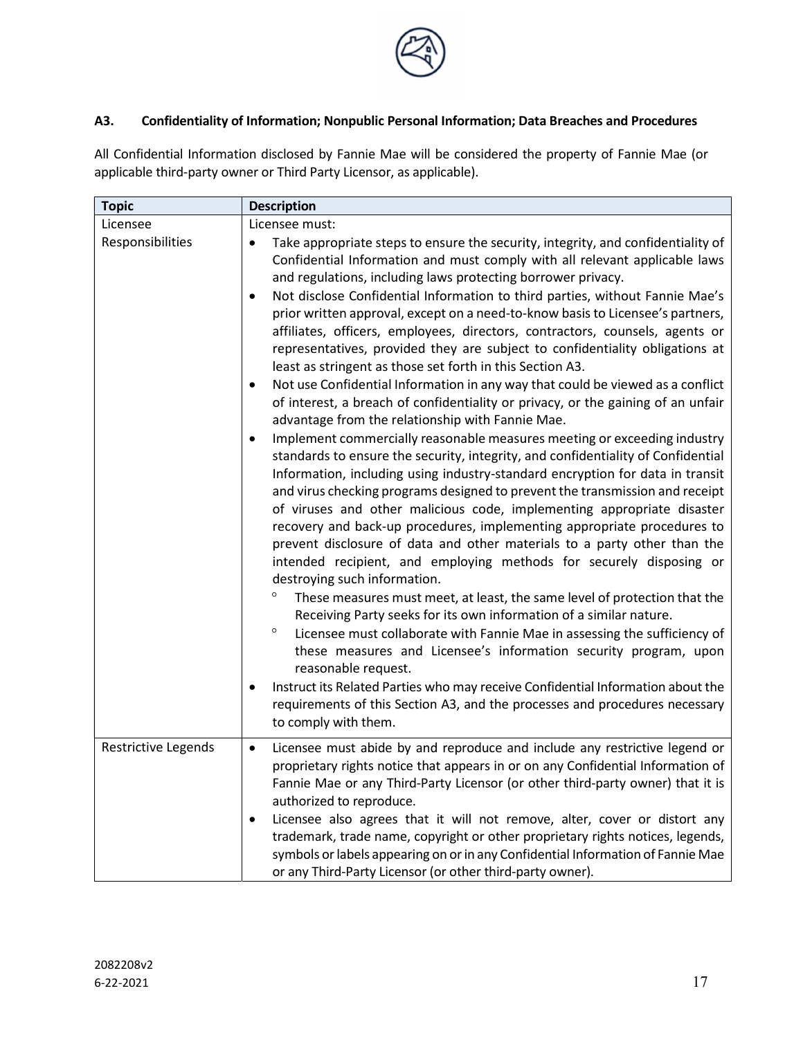### A3. Confidentiality of Information; Nonpublic Personal Information; Data Breaches and Procedures

All Confidential Information disclosed by Fannie Mae will be considered the property of Fannie Mae (or applicable third-party owner or Third Party Licensor, as applicable).

| Topic | Description |
|---|---|
| Licensee Responsibilities | Licensee must:<br>• Take appropriate steps to ensure the security, integrity, and confidentiality of Confidential Information and must comply with all relevant applicable laws and regulations, including laws protecting borrower privacy.<br>• Not disclose Confidential Information to third parties, without Fannie Mae's prior written approval, except on a need-to-know basis to Licensee's partners, affiliates, officers, employees, directors, contractors, counsels, agents or representatives, provided they are subject to confidentiality obligations at least as stringent as those set forth in this Section A3.<br>• Not use Confidential Information in any way that could be viewed as a conflict of interest, a breach of confidentiality or privacy, or the gaining of an unfair advantage from the relationship with Fannie Mae.<br>• Implement commercially reasonable measures meeting or exceeding industry standards to ensure the security, integrity, and confidentiality of Confidential Information, including using industry-standard encryption for data in transit and virus checking programs designed to prevent the transmission and receipt of viruses and other malicious code, implementing appropriate disaster recovery and back-up procedures, implementing appropriate procedures to prevent disclosure of data and other materials to a party other than the intended recipient, and employing methods for securely disposing or destroying such information.<br>&nbsp;&nbsp;&nbsp;&nbsp;◦ These measures must meet, at least, the same level of protection that the Receiving Party seeks for its own information of a similar nature.<br>&nbsp;&nbsp;&nbsp;&nbsp;◦ Licensee must collaborate with Fannie Mae in assessing the sufficiency of these measures and Licensee's information security program, upon reasonable request.<br>• Instruct its Related Parties who may receive Confidential Information about the requirements of this Section A3, and the processes and procedures necessary to comply with them. |
| Restrictive Legends | • Licensee must abide by and reproduce and include any restrictive legend or proprietary rights notice that appears in or on any Confidential Information of Fannie Mae or any Third-Party Licensor (or other third-party owner) that it is authorized to reproduce.<br>• Licensee also agrees that it will not remove, alter, cover or distort any trademark, trade name, copyright or other proprietary rights notices, legends, symbols or labels appearing on or in any Confidential Information of Fannie Mae or any Third-Party Licensor (or other third-party owner). |

2082208v2
6-22-2021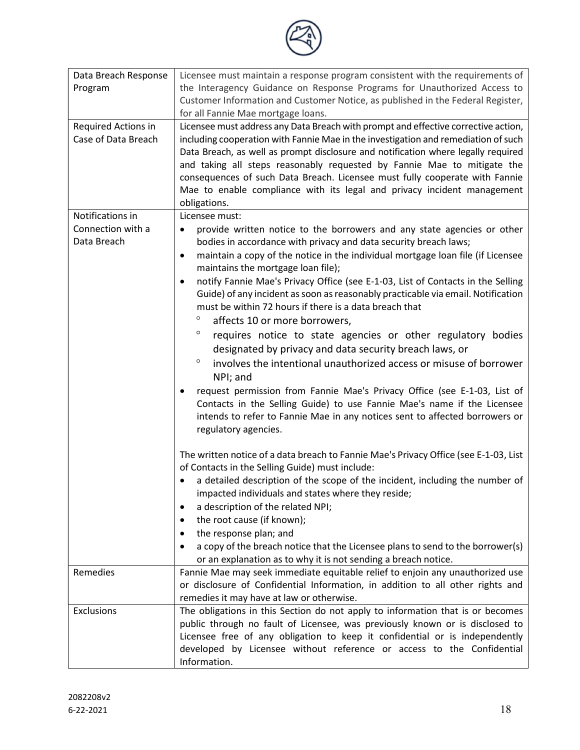| | |
|---|---|
| Data Breach Response Program | Licensee must maintain a response program consistent with the requirements of the Interagency Guidance on Response Programs for Unauthorized Access to Customer Information and Customer Notice, as published in the Federal Register, for all Fannie Mae mortgage loans. |
| Required Actions in Case of Data Breach | Licensee must address any Data Breach with prompt and effective corrective action, including cooperation with Fannie Mae in the investigation and remediation of such Data Breach, as well as prompt disclosure and notification where legally required and taking all steps reasonably requested by Fannie Mae to mitigate the consequences of such Data Breach. Licensee must fully cooperate with Fannie Mae to enable compliance with its legal and privacy incident management obligations. |
| Notifications in Connection with a Data Breach | Licensee must:<br>• provide written notice to the borrowers and any state agencies or other bodies in accordance with privacy and data security breach laws;<br>• maintain a copy of the notice in the individual mortgage loan file (if Licensee maintains the mortgage loan file);<br>• notify Fannie Mae's Privacy Office (see E-1-03, List of Contacts in the Selling Guide) of any incident as soon as reasonably practicable via email. Notification must be within 72 hours if there is a data breach that<br>&nbsp;&nbsp;&nbsp;&nbsp;◦ affects 10 or more borrowers,<br>&nbsp;&nbsp;&nbsp;&nbsp;◦ requires notice to state agencies or other regulatory bodies designated by privacy and data security breach laws, or<br>&nbsp;&nbsp;&nbsp;&nbsp;◦ involves the intentional unauthorized access or misuse of borrower NPI; and<br>• request permission from Fannie Mae's Privacy Office (see E-1-03, List of Contacts in the Selling Guide) to use Fannie Mae's name if the Licensee intends to refer to Fannie Mae in any notices sent to affected borrowers or regulatory agencies.<br><br>The written notice of a data breach to Fannie Mae's Privacy Office (see E-1-03, List of Contacts in the Selling Guide) must include:<br>• a detailed description of the scope of the incident, including the number of impacted individuals and states where they reside;<br>• a description of the related NPI;<br>• the root cause (if known);<br>• the response plan; and<br>• a copy of the breach notice that the Licensee plans to send to the borrower(s) or an explanation as to why it is not sending a breach notice. |
| Remedies | Fannie Mae may seek immediate equitable relief to enjoin any unauthorized use or disclosure of Confidential Information, in addition to all other rights and remedies it may have at law or otherwise. |
| Exclusions | The obligations in this Section do not apply to information that is or becomes public through no fault of Licensee, was previously known or is disclosed to Licensee free of any obligation to keep it confidential or is independently developed by Licensee without reference or access to the Confidential Information. |

2082208v2
6-22-2021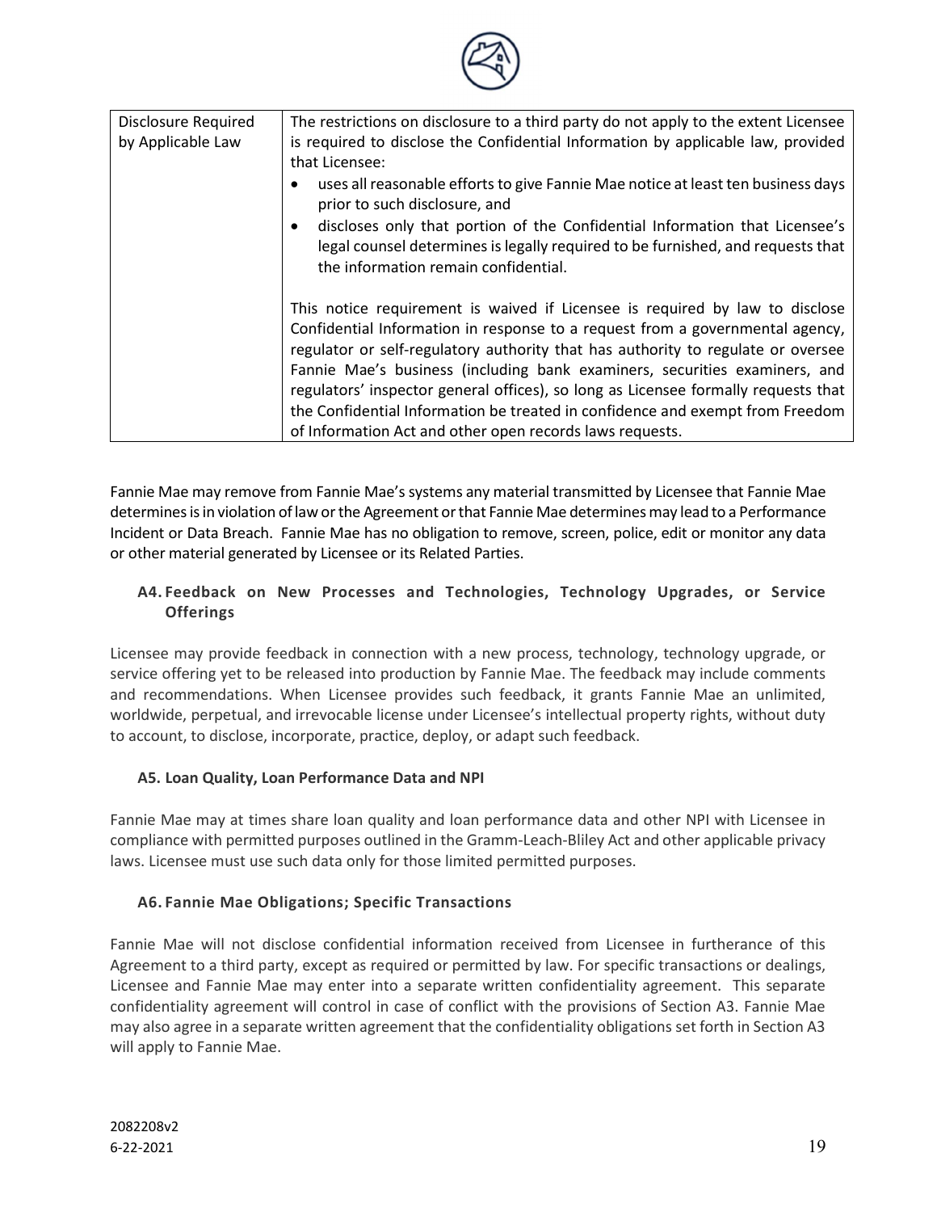| Disclosure Required by Applicable Law | The restrictions on disclosure to a third party do not apply to the extent Licensee is required to disclose the Confidential Information by applicable law, provided that Licensee:<br>• uses all reasonable efforts to give Fannie Mae notice at least ten business days prior to such disclosure, and<br>• discloses only that portion of the Confidential Information that Licensee's legal counsel determines is legally required to be furnished, and requests that the information remain confidential.<br><br>This notice requirement is waived if Licensee is required by law to disclose Confidential Information in response to a request from a governmental agency, regulator or self-regulatory authority that has authority to regulate or oversee Fannie Mae's business (including bank examiners, securities examiners, and regulators' inspector general offices), so long as Licensee formally requests that the Confidential Information be treated in confidence and exempt from Freedom of Information Act and other open records laws requests. |
|---|---|

Fannie Mae may remove from Fannie Mae's systems any material transmitted by Licensee that Fannie Mae determines is in violation of law or the Agreement or that Fannie Mae determines may lead to a Performance Incident or Data Breach. Fannie Mae has no obligation to remove, screen, police, edit or monitor any data or other material generated by Licensee or its Related Parties.

### A4. Feedback on New Processes and Technologies, Technology Upgrades, or Service Offerings

Licensee may provide feedback in connection with a new process, technology, technology upgrade, or service offering yet to be released into production by Fannie Mae. The feedback may include comments and recommendations. When Licensee provides such feedback, it grants Fannie Mae an unlimited, worldwide, perpetual, and irrevocable license under Licensee's intellectual property rights, without duty to account, to disclose, incorporate, practice, deploy, or adapt such feedback.

### A5. Loan Quality, Loan Performance Data and NPI

Fannie Mae may at times share loan quality and loan performance data and other NPI with Licensee in compliance with permitted purposes outlined in the Gramm-Leach-Bliley Act and other applicable privacy laws. Licensee must use such data only for those limited permitted purposes.

### A6. Fannie Mae Obligations; Specific Transactions

Fannie Mae will not disclose confidential information received from Licensee in furtherance of this Agreement to a third party, except as required or permitted by law. For specific transactions or dealings, Licensee and Fannie Mae may enter into a separate written confidentiality agreement. This separate confidentiality agreement will control in case of conflict with the provisions of Section A3. Fannie Mae may also agree in a separate written agreement that the confidentiality obligations set forth in Section A3 will apply to Fannie Mae.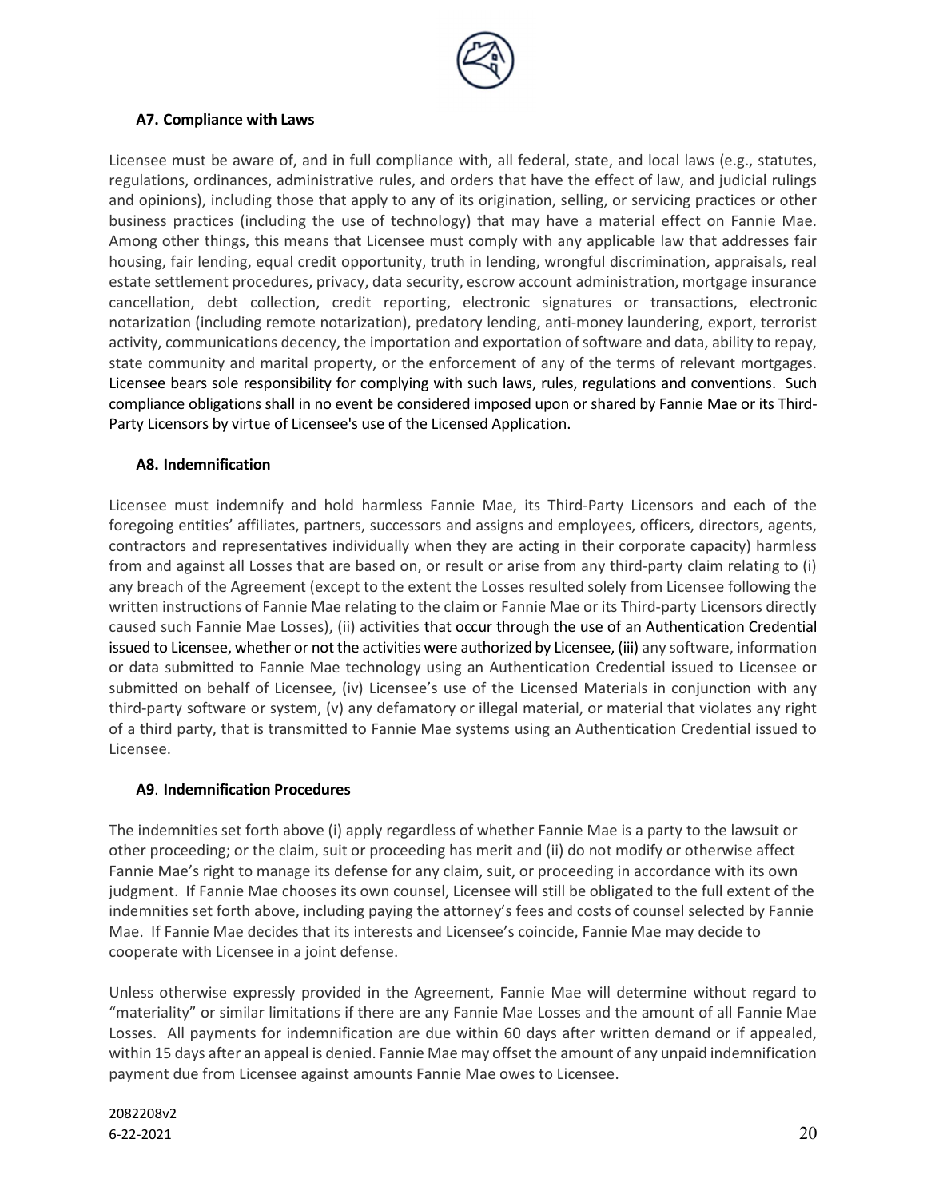### A7. Compliance with Laws

Licensee must be aware of, and in full compliance with, all federal, state, and local laws (e.g., statutes, regulations, ordinances, administrative rules, and orders that have the effect of law, and judicial rulings and opinions), including those that apply to any of its origination, selling, or servicing practices or other business practices (including the use of technology) that may have a material effect on Fannie Mae. Among other things, this means that Licensee must comply with any applicable law that addresses fair housing, fair lending, equal credit opportunity, truth in lending, wrongful discrimination, appraisals, real estate settlement procedures, privacy, data security, escrow account administration, mortgage insurance cancellation, debt collection, credit reporting, electronic signatures or transactions, electronic notarization (including remote notarization), predatory lending, anti-money laundering, export, terrorist activity, communications decency, the importation and exportation of software and data, ability to repay, state community and marital property, or the enforcement of any of the terms of relevant mortgages. Licensee bears sole responsibility for complying with such laws, rules, regulations and conventions. Such compliance obligations shall in no event be considered imposed upon or shared by Fannie Mae or its Third-Party Licensors by virtue of Licensee's use of the Licensed Application.

### A8. Indemnification

Licensee must indemnify and hold harmless Fannie Mae, its Third-Party Licensors and each of the foregoing entities' affiliates, partners, successors and assigns and employees, officers, directors, agents, contractors and representatives individually when they are acting in their corporate capacity) harmless from and against all Losses that are based on, or result or arise from any third-party claim relating to (i) any breach of the Agreement (except to the extent the Losses resulted solely from Licensee following the written instructions of Fannie Mae relating to the claim or Fannie Mae or its Third-party Licensors directly caused such Fannie Mae Losses), (ii) activities that occur through the use of an Authentication Credential issued to Licensee, whether or not the activities were authorized by Licensee, (iii) any software, information or data submitted to Fannie Mae technology using an Authentication Credential issued to Licensee or submitted on behalf of Licensee, (iv) Licensee's use of the Licensed Materials in conjunction with any third-party software or system, (v) any defamatory or illegal material, or material that violates any right of a third party, that is transmitted to Fannie Mae systems using an Authentication Credential issued to Licensee.

### A9. Indemnification Procedures

The indemnities set forth above (i) apply regardless of whether Fannie Mae is a party to the lawsuit or other proceeding; or the claim, suit or proceeding has merit and (ii) do not modify or otherwise affect Fannie Mae's right to manage its defense for any claim, suit, or proceeding in accordance with its own judgment. If Fannie Mae chooses its own counsel, Licensee will still be obligated to the full extent of the indemnities set forth above, including paying the attorney's fees and costs of counsel selected by Fannie Mae. If Fannie Mae decides that its interests and Licensee's coincide, Fannie Mae may decide to cooperate with Licensee in a joint defense.

Unless otherwise expressly provided in the Agreement, Fannie Mae will determine without regard to "materiality" or similar limitations if there are any Fannie Mae Losses and the amount of all Fannie Mae Losses. All payments for indemnification are due within 60 days after written demand or if appealed, within 15 days after an appeal is denied. Fannie Mae may offset the amount of any unpaid indemnification payment due from Licensee against amounts Fannie Mae owes to Licensee.

2082208v2
6-22-2021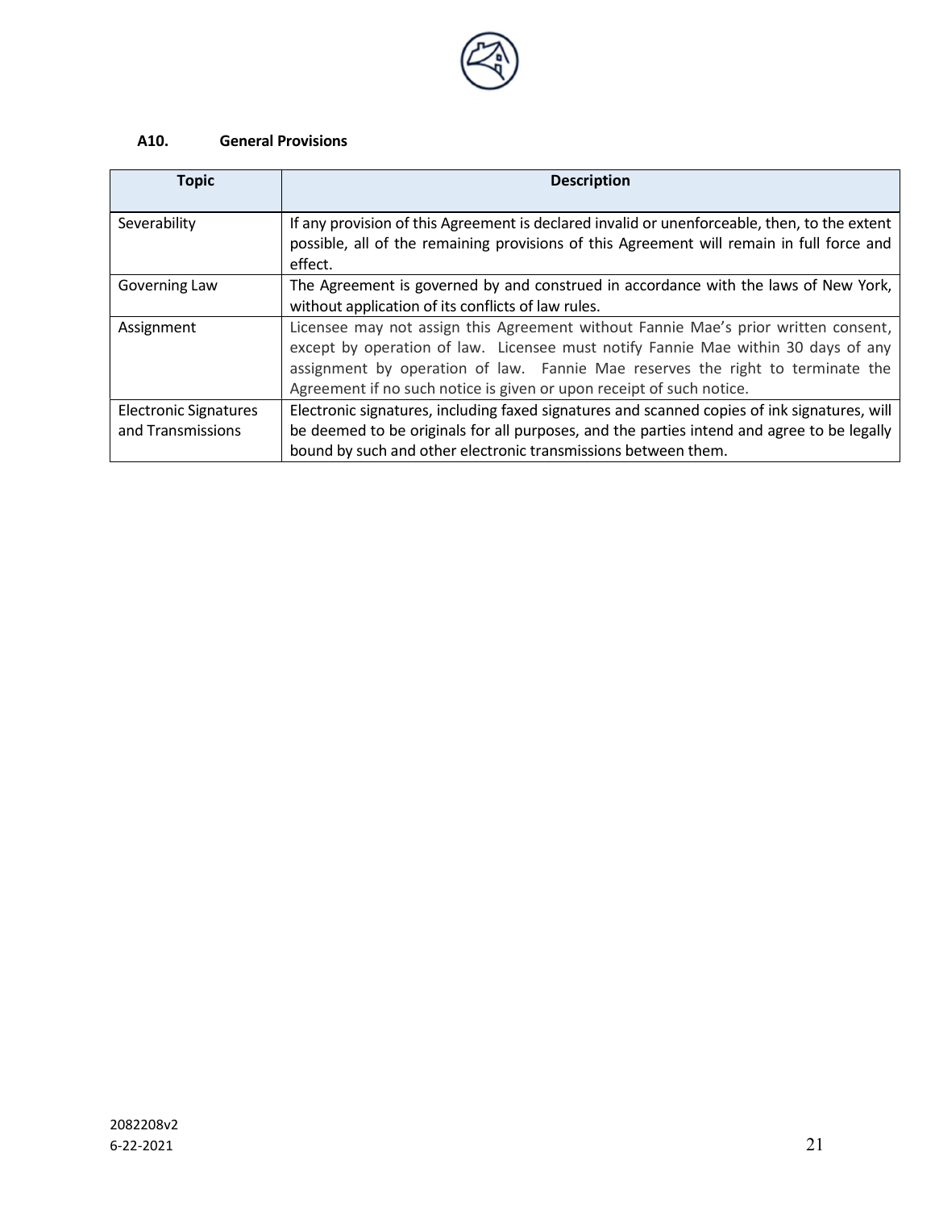### A10. General Provisions

| Topic | Description |
|---|---|
| Severability | If any provision of this Agreement is declared invalid or unenforceable, then, to the extent possible, all of the remaining provisions of this Agreement will remain in full force and effect. |
| Governing Law | The Agreement is governed by and construed in accordance with the laws of New York, without application of its conflicts of law rules. |
| Assignment | Licensee may not assign this Agreement without Fannie Mae's prior written consent, except by operation of law. Licensee must notify Fannie Mae within 30 days of any assignment by operation of law. Fannie Mae reserves the right to terminate the Agreement if no such notice is given or upon receipt of such notice. |
| Electronic Signatures and Transmissions | Electronic signatures, including faxed signatures and scanned copies of ink signatures, will be deemed to be originals for all purposes, and the parties intend and agree to be legally bound by such and other electronic transmissions between them. |

2082208v2
6-22-2021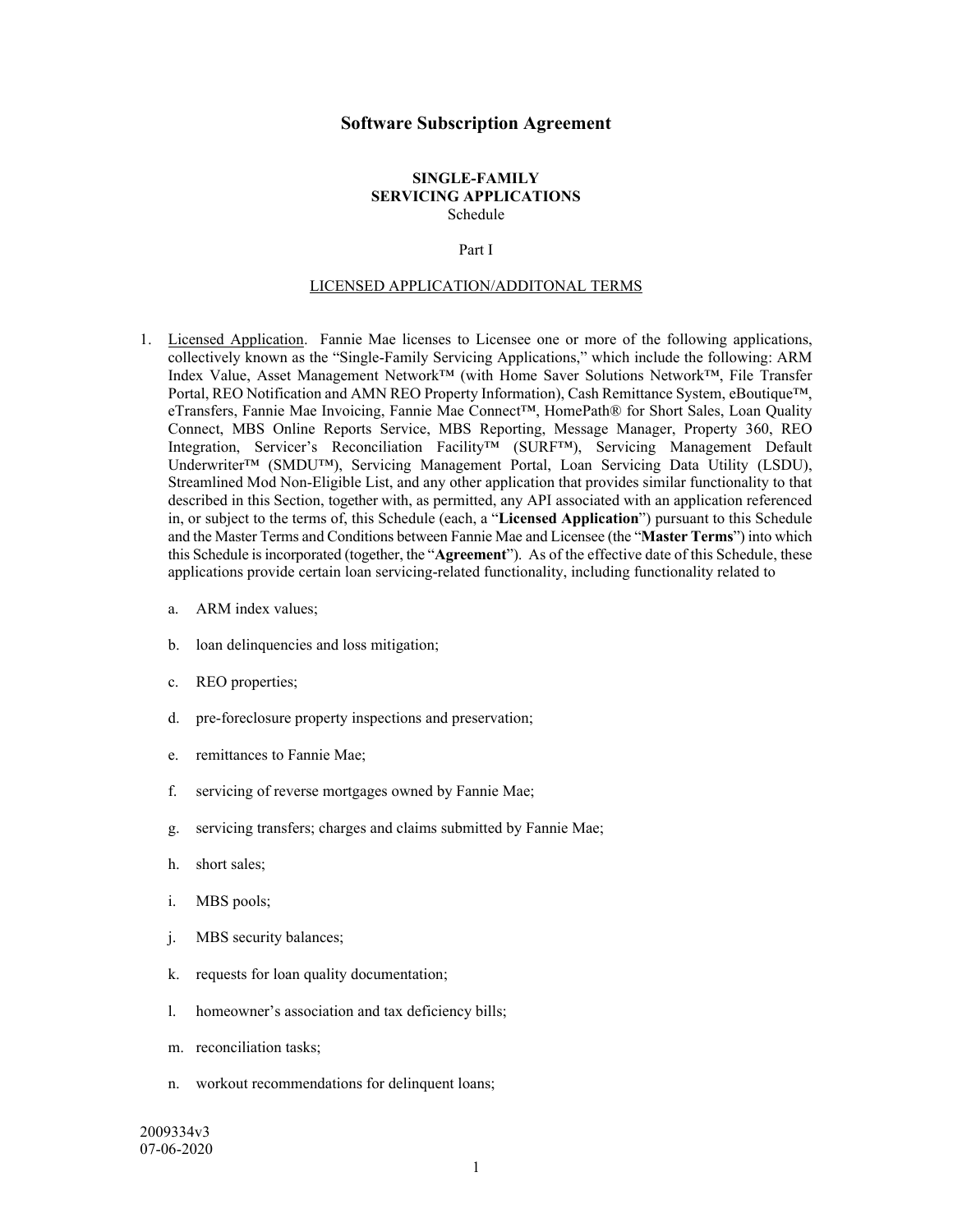# Software Subscription Agreement

**SINGLE-FAMILY**
**SERVICING APPLICATIONS**
Schedule

Part I

LICENSED APPLICATION/ADDITONAL TERMS

1. Licensed Application. Fannie Mae licenses to Licensee one or more of the following applications, collectively known as the "Single-Family Servicing Applications," which include the following: ARM Index Value, Asset Management Network™ (with Home Saver Solutions Network™, File Transfer Portal, REO Notification and AMN REO Property Information), Cash Remittance System, eBoutique™, eTransfers, Fannie Mae Invoicing, Fannie Mae Connect™, HomePath® for Short Sales, Loan Quality Connect, MBS Online Reports Service, MBS Reporting, Message Manager, Property 360, REO Integration, Servicer's Reconciliation Facility™ (SURF™), Servicing Management Default Underwriter™ (SMDU™), Servicing Management Portal, Loan Servicing Data Utility (LSDU), Streamlined Mod Non-Eligible List, and any other application that provides similar functionality to that described in this Section, together with, as permitted, any API associated with an application referenced in, or subject to the terms of, this Schedule (each, a "**Licensed Application**") pursuant to this Schedule and the Master Terms and Conditions between Fannie Mae and Licensee (the "**Master Terms**") into which this Schedule is incorporated (together, the "**Agreement**"). As of the effective date of this Schedule, these applications provide certain loan servicing-related functionality, including functionality related to

   a. ARM index values;

   b. loan delinquencies and loss mitigation;

   c. REO properties;

   d. pre-foreclosure property inspections and preservation;

   e. remittances to Fannie Mae;

   f. servicing of reverse mortgages owned by Fannie Mae;

   g. servicing transfers; charges and claims submitted by Fannie Mae;

   h. short sales;

   i. MBS pools;

   j. MBS security balances;

   k. requests for loan quality documentation;

   l. homeowner's association and tax deficiency bills;

   m. reconciliation tasks;

   n. workout recommendations for delinquent loans;

2009334v3
07-06-2020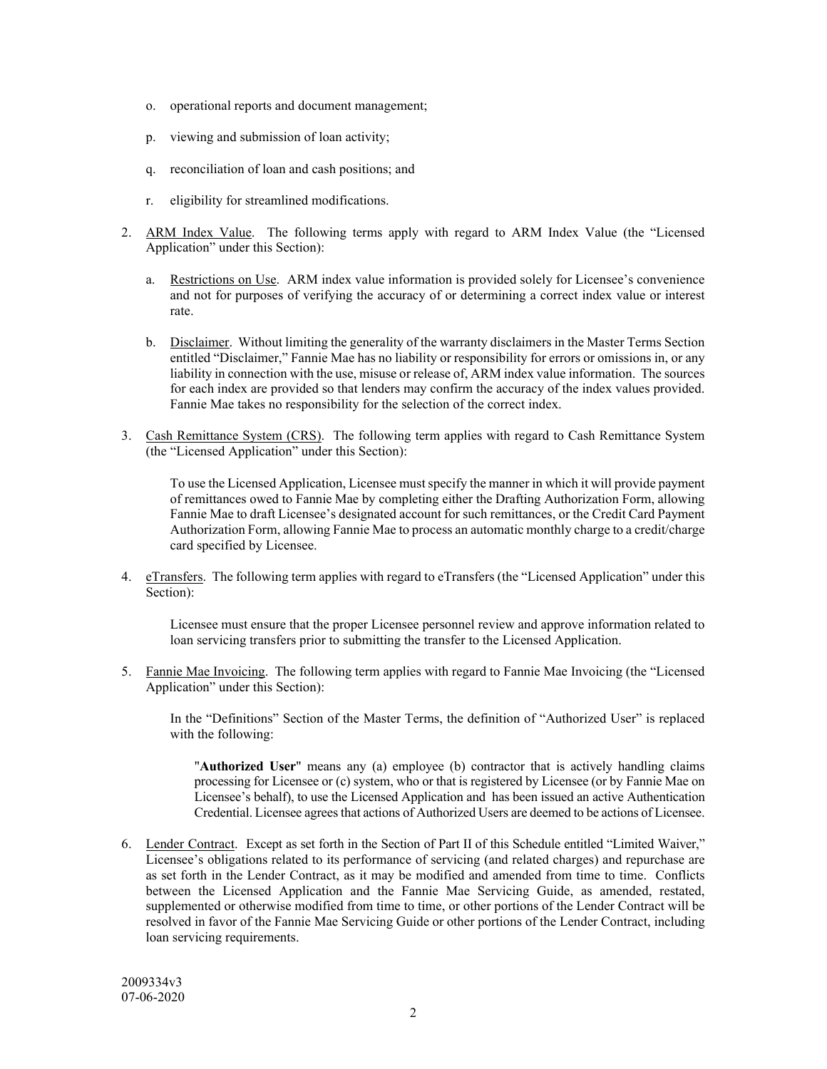o. operational reports and document management;

p. viewing and submission of loan activity;

q. reconciliation of loan and cash positions; and

r. eligibility for streamlined modifications.

2. ARM Index Value. The following terms apply with regard to ARM Index Value (the "Licensed Application" under this Section):

   a. Restrictions on Use. ARM index value information is provided solely for Licensee's convenience and not for purposes of verifying the accuracy of or determining a correct index value or interest rate.

   b. Disclaimer. Without limiting the generality of the warranty disclaimers in the Master Terms Section entitled "Disclaimer," Fannie Mae has no liability or responsibility for errors or omissions in, or any liability in connection with the use, misuse or release of, ARM index value information. The sources for each index are provided so that lenders may confirm the accuracy of the index values provided. Fannie Mae takes no responsibility for the selection of the correct index.

3. Cash Remittance System (CRS). The following term applies with regard to Cash Remittance System (the "Licensed Application" under this Section):

   To use the Licensed Application, Licensee must specify the manner in which it will provide payment of remittances owed to Fannie Mae by completing either the Drafting Authorization Form, allowing Fannie Mae to draft Licensee's designated account for such remittances, or the Credit Card Payment Authorization Form, allowing Fannie Mae to process an automatic monthly charge to a credit/charge card specified by Licensee.

4. eTransfers. The following term applies with regard to eTransfers (the "Licensed Application" under this Section):

   Licensee must ensure that the proper Licensee personnel review and approve information related to loan servicing transfers prior to submitting the transfer to the Licensed Application.

5. Fannie Mae Invoicing. The following term applies with regard to Fannie Mae Invoicing (the "Licensed Application" under this Section):

   In the "Definitions" Section of the Master Terms, the definition of "Authorized User" is replaced with the following:

   "**Authorized User**" means any (a) employee (b) contractor that is actively handling claims processing for Licensee or (c) system, who or that is registered by Licensee (or by Fannie Mae on Licensee's behalf), to use the Licensed Application and has been issued an active Authentication Credential. Licensee agrees that actions of Authorized Users are deemed to be actions of Licensee.

6. Lender Contract. Except as set forth in the Section of Part II of this Schedule entitled "Limited Waiver," Licensee's obligations related to its performance of servicing (and related charges) and repurchase are as set forth in the Lender Contract, as it may be modified and amended from time to time. Conflicts between the Licensed Application and the Fannie Mae Servicing Guide, as amended, restated, supplemented or otherwise modified from time to time, or other portions of the Lender Contract will be resolved in favor of the Fannie Mae Servicing Guide or other portions of the Lender Contract, including loan servicing requirements.

2009334v3
07-06-2020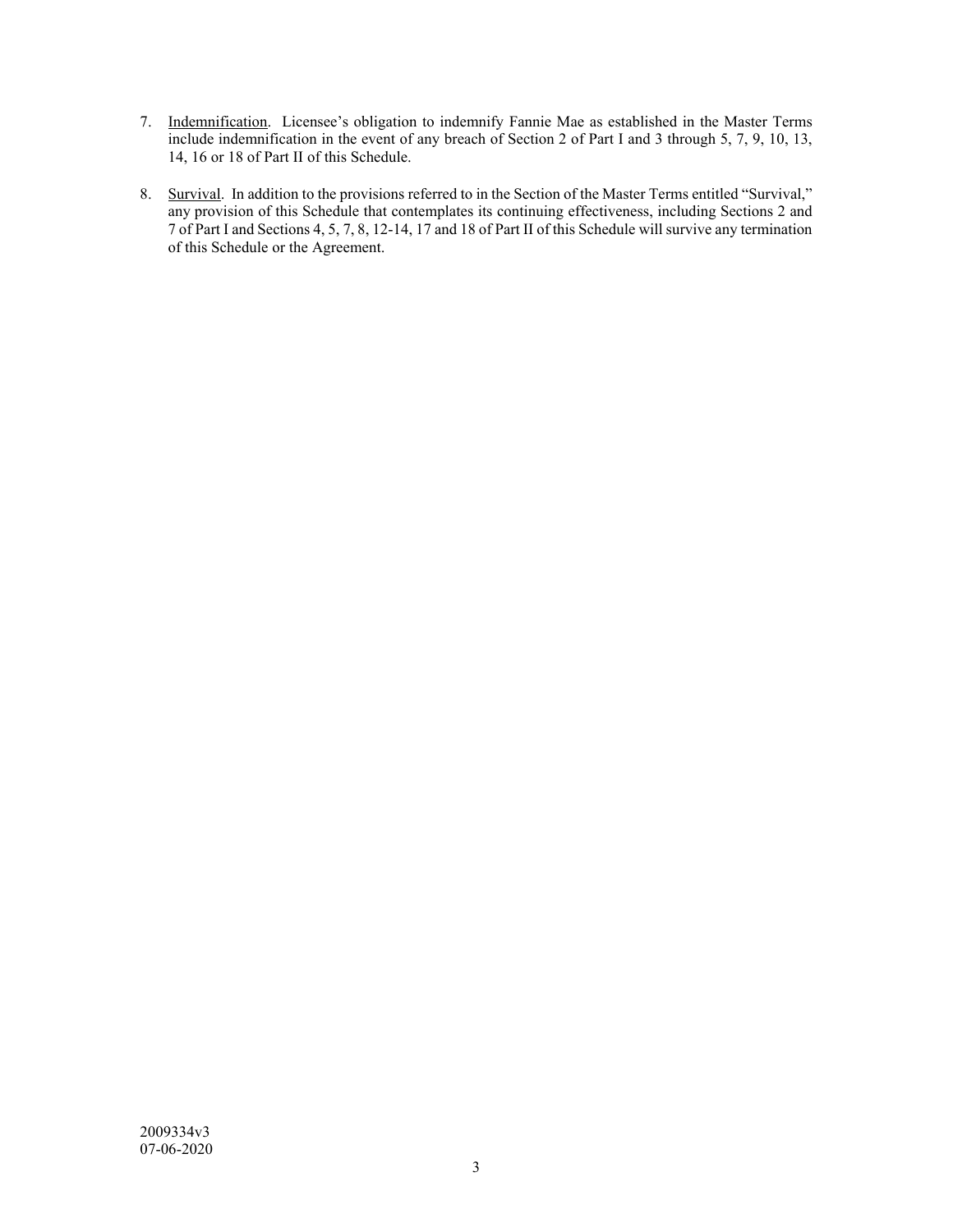7. Indemnification. Licensee's obligation to indemnify Fannie Mae as established in the Master Terms include indemnification in the event of any breach of Section 2 of Part I and 3 through 5, 7, 9, 10, 13, 14, 16 or 18 of Part II of this Schedule.

8. Survival. In addition to the provisions referred to in the Section of the Master Terms entitled "Survival," any provision of this Schedule that contemplates its continuing effectiveness, including Sections 2 and 7 of Part I and Sections 4, 5, 7, 8, 12-14, 17 and 18 of Part II of this Schedule will survive any termination of this Schedule or the Agreement.

2009334v3
07-06-2020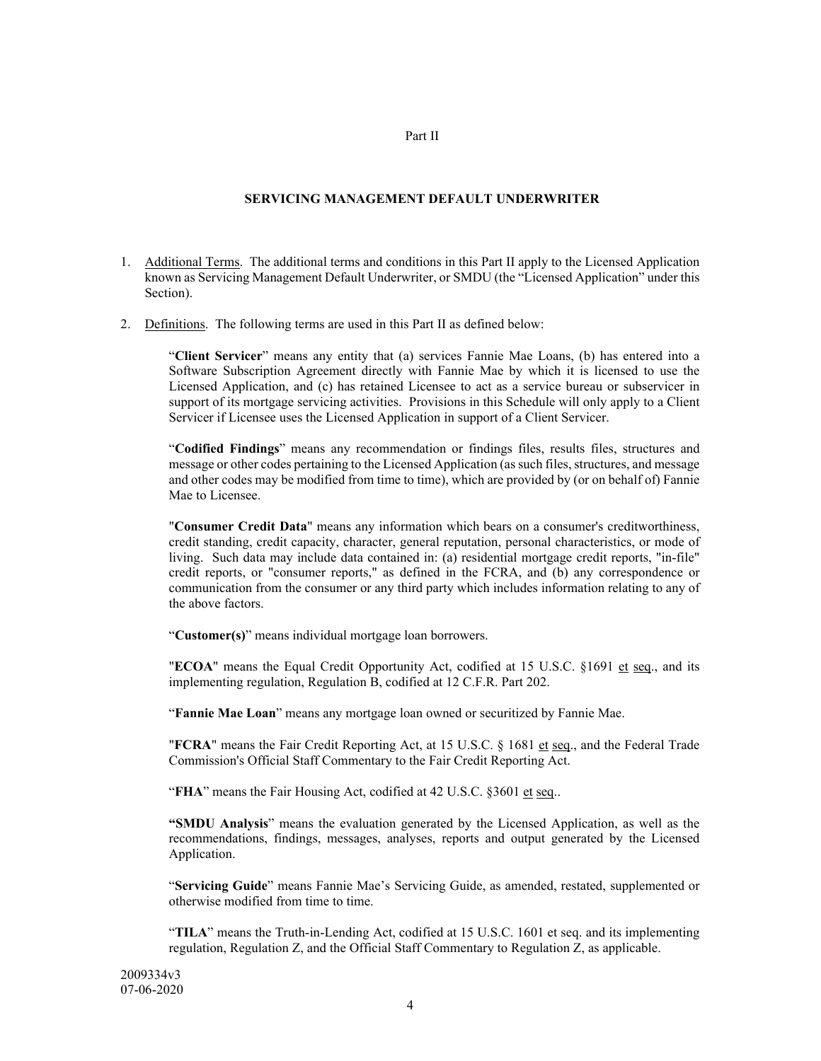Part II

## SERVICING MANAGEMENT DEFAULT UNDERWRITER

1. Additional Terms. The additional terms and conditions in this Part II apply to the Licensed Application known as Servicing Management Default Underwriter, or SMDU (the "Licensed Application" under this Section).

2. Definitions. The following terms are used in this Part II as defined below:

"**Client Servicer**" means any entity that (a) services Fannie Mae Loans, (b) has entered into a Software Subscription Agreement directly with Fannie Mae by which it is licensed to use the Licensed Application, and (c) has retained Licensee to act as a service bureau or subservicer in support of its mortgage servicing activities. Provisions in this Schedule will only apply to a Client Servicer if Licensee uses the Licensed Application in support of a Client Servicer.

"**Codified Findings**" means any recommendation or findings files, results files, structures and message or other codes pertaining to the Licensed Application (as such files, structures, and message and other codes may be modified from time to time), which are provided by (or on behalf of) Fannie Mae to Licensee.

"**Consumer Credit Data**" means any information which bears on a consumer's creditworthiness, credit standing, credit capacity, character, general reputation, personal characteristics, or mode of living. Such data may include data contained in: (a) residential mortgage credit reports, "in-file" credit reports, or "consumer reports," as defined in the FCRA, and (b) any correspondence or communication from the consumer or any third party which includes information relating to any of the above factors.

"**Customer(s)**" means individual mortgage loan borrowers.

"**ECOA**" means the Equal Credit Opportunity Act, codified at 15 U.S.C. §1691 et seq., and its implementing regulation, Regulation B, codified at 12 C.F.R. Part 202.

"**Fannie Mae Loan**" means any mortgage loan owned or securitized by Fannie Mae.

"**FCRA**" means the Fair Credit Reporting Act, at 15 U.S.C. § 1681 et seq., and the Federal Trade Commission's Official Staff Commentary to the Fair Credit Reporting Act.

"**FHA**" means the Fair Housing Act, codified at 42 U.S.C. §3601 et seq..

"**SMDU Analysis**" means the evaluation generated by the Licensed Application, as well as the recommendations, findings, messages, analyses, reports and output generated by the Licensed Application.

"**Servicing Guide**" means Fannie Mae's Servicing Guide, as amended, restated, supplemented or otherwise modified from time to time.

"**TILA**" means the Truth-in-Lending Act, codified at 15 U.S.C. 1601 et seq. and its implementing regulation, Regulation Z, and the Official Staff Commentary to Regulation Z, as applicable.

2009334v3
07-06-2020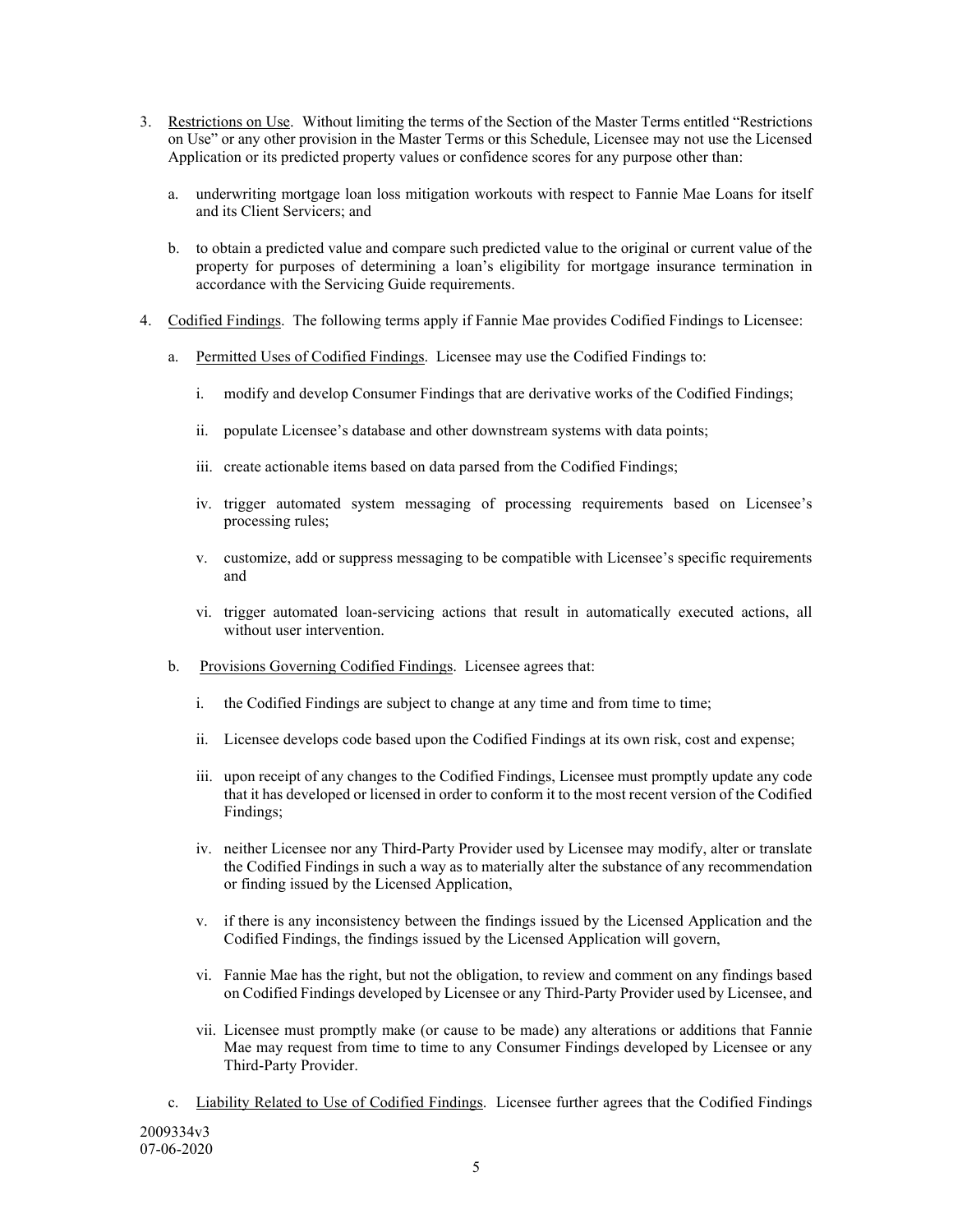3. Restrictions on Use. Without limiting the terms of the Section of the Master Terms entitled "Restrictions on Use" or any other provision in the Master Terms or this Schedule, Licensee may not use the Licensed Application or its predicted property values or confidence scores for any purpose other than:

   a. underwriting mortgage loan loss mitigation workouts with respect to Fannie Mae Loans for itself and its Client Servicers; and

   b. to obtain a predicted value and compare such predicted value to the original or current value of the property for purposes of determining a loan's eligibility for mortgage insurance termination in accordance with the Servicing Guide requirements.

4. Codified Findings. The following terms apply if Fannie Mae provides Codified Findings to Licensee:

   a. Permitted Uses of Codified Findings. Licensee may use the Codified Findings to:

      i. modify and develop Consumer Findings that are derivative works of the Codified Findings;

      ii. populate Licensee's database and other downstream systems with data points;

      iii. create actionable items based on data parsed from the Codified Findings;

      iv. trigger automated system messaging of processing requirements based on Licensee's processing rules;

      v. customize, add or suppress messaging to be compatible with Licensee's specific requirements and

      vi. trigger automated loan-servicing actions that result in automatically executed actions, all without user intervention.

   b. Provisions Governing Codified Findings. Licensee agrees that:

      i. the Codified Findings are subject to change at any time and from time to time;

      ii. Licensee develops code based upon the Codified Findings at its own risk, cost and expense;

      iii. upon receipt of any changes to the Codified Findings, Licensee must promptly update any code that it has developed or licensed in order to conform it to the most recent version of the Codified Findings;

      iv. neither Licensee nor any Third-Party Provider used by Licensee may modify, alter or translate the Codified Findings in such a way as to materially alter the substance of any recommendation or finding issued by the Licensed Application,

      v. if there is any inconsistency between the findings issued by the Licensed Application and the Codified Findings, the findings issued by the Licensed Application will govern,

      vi. Fannie Mae has the right, but not the obligation, to review and comment on any findings based on Codified Findings developed by Licensee or any Third-Party Provider used by Licensee, and

      vii. Licensee must promptly make (or cause to be made) any alterations or additions that Fannie Mae may request from time to time to any Consumer Findings developed by Licensee or any Third-Party Provider.

   c. Liability Related to Use of Codified Findings. Licensee further agrees that the Codified Findings

2009334v3
07-06-2020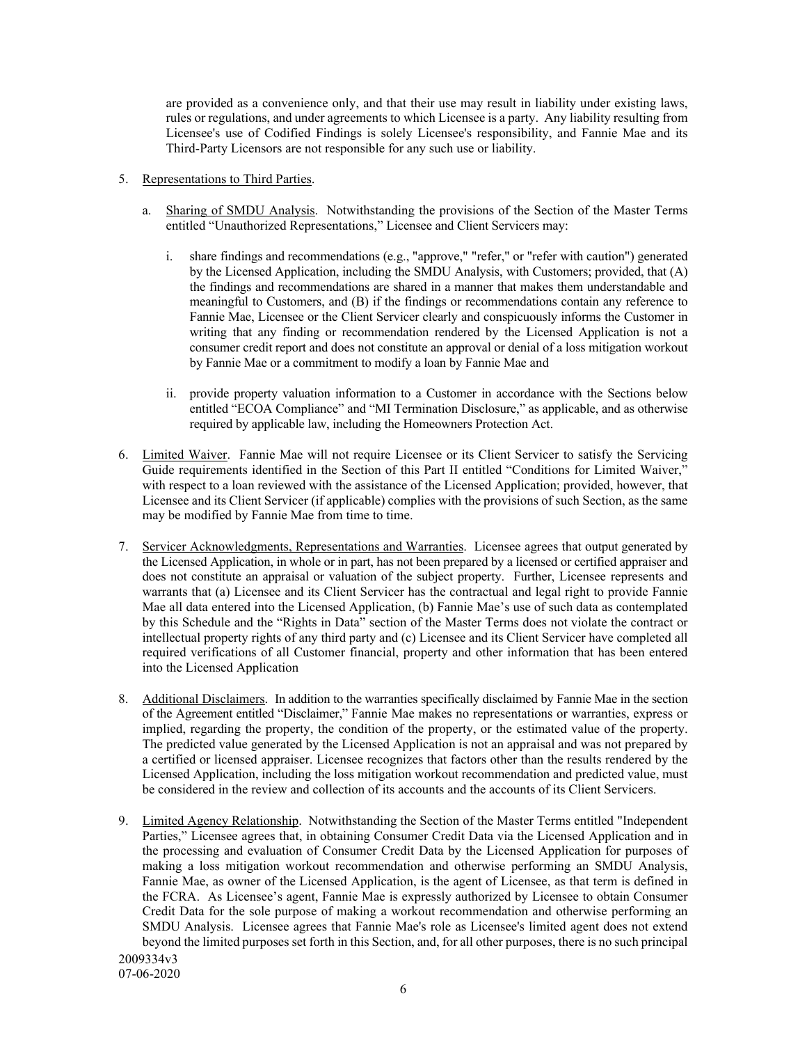are provided as a convenience only, and that their use may result in liability under existing laws, rules or regulations, and under agreements to which Licensee is a party. Any liability resulting from Licensee's use of Codified Findings is solely Licensee's responsibility, and Fannie Mae and its Third-Party Licensors are not responsible for any such use or liability.

5. Representations to Third Parties.

   a. Sharing of SMDU Analysis. Notwithstanding the provisions of the Section of the Master Terms entitled "Unauthorized Representations," Licensee and Client Servicers may:

      i. share findings and recommendations (e.g., "approve," "refer," or "refer with caution") generated by the Licensed Application, including the SMDU Analysis, with Customers; provided, that (A) the findings and recommendations are shared in a manner that makes them understandable and meaningful to Customers, and (B) if the findings or recommendations contain any reference to Fannie Mae, Licensee or the Client Servicer clearly and conspicuously informs the Customer in writing that any finding or recommendation rendered by the Licensed Application is not a consumer credit report and does not constitute an approval or denial of a loss mitigation workout by Fannie Mae or a commitment to modify a loan by Fannie Mae and

      ii. provide property valuation information to a Customer in accordance with the Sections below entitled "ECOA Compliance" and "MI Termination Disclosure," as applicable, and as otherwise required by applicable law, including the Homeowners Protection Act.

6. Limited Waiver. Fannie Mae will not require Licensee or its Client Servicer to satisfy the Servicing Guide requirements identified in the Section of this Part II entitled "Conditions for Limited Waiver," with respect to a loan reviewed with the assistance of the Licensed Application; provided, however, that Licensee and its Client Servicer (if applicable) complies with the provisions of such Section, as the same may be modified by Fannie Mae from time to time.

7. Servicer Acknowledgments, Representations and Warranties. Licensee agrees that output generated by the Licensed Application, in whole or in part, has not been prepared by a licensed or certified appraiser and does not constitute an appraisal or valuation of the subject property. Further, Licensee represents and warrants that (a) Licensee and its Client Servicer has the contractual and legal right to provide Fannie Mae all data entered into the Licensed Application, (b) Fannie Mae's use of such data as contemplated by this Schedule and the "Rights in Data" section of the Master Terms does not violate the contract or intellectual property rights of any third party and (c) Licensee and its Client Servicer have completed all required verifications of all Customer financial, property and other information that has been entered into the Licensed Application

8. Additional Disclaimers. In addition to the warranties specifically disclaimed by Fannie Mae in the section of the Agreement entitled "Disclaimer," Fannie Mae makes no representations or warranties, express or implied, regarding the property, the condition of the property, or the estimated value of the property. The predicted value generated by the Licensed Application is not an appraisal and was not prepared by a certified or licensed appraiser. Licensee recognizes that factors other than the results rendered by the Licensed Application, including the loss mitigation workout recommendation and predicted value, must be considered in the review and collection of its accounts and the accounts of its Client Servicers.

9. Limited Agency Relationship. Notwithstanding the Section of the Master Terms entitled "Independent Parties," Licensee agrees that, in obtaining Consumer Credit Data via the Licensed Application and in the processing and evaluation of Consumer Credit Data by the Licensed Application for purposes of making a loss mitigation workout recommendation and otherwise performing an SMDU Analysis, Fannie Mae, as owner of the Licensed Application, is the agent of Licensee, as that term is defined in the FCRA. As Licensee's agent, Fannie Mae is expressly authorized by Licensee to obtain Consumer Credit Data for the sole purpose of making a workout recommendation and otherwise performing an SMDU Analysis. Licensee agrees that Fannie Mae's role as Licensee's limited agent does not extend beyond the limited purposes set forth in this Section, and, for all other purposes, there is no such principal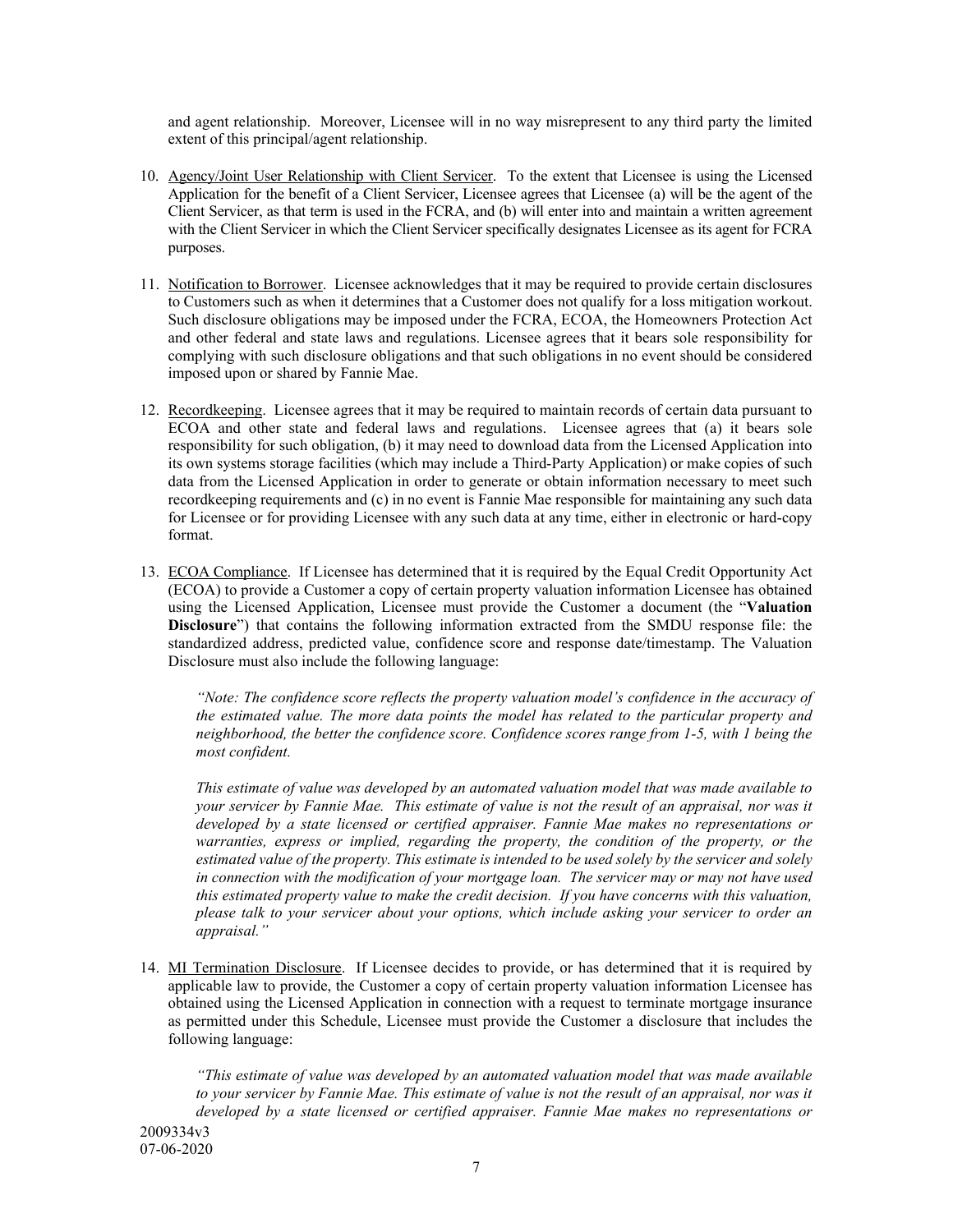and agent relationship. Moreover, Licensee will in no way misrepresent to any third party the limited extent of this principal/agent relationship.

10. Agency/Joint User Relationship with Client Servicer. To the extent that Licensee is using the Licensed Application for the benefit of a Client Servicer, Licensee agrees that Licensee (a) will be the agent of the Client Servicer, as that term is used in the FCRA, and (b) will enter into and maintain a written agreement with the Client Servicer in which the Client Servicer specifically designates Licensee as its agent for FCRA purposes.

11. Notification to Borrower. Licensee acknowledges that it may be required to provide certain disclosures to Customers such as when it determines that a Customer does not qualify for a loss mitigation workout. Such disclosure obligations may be imposed under the FCRA, ECOA, the Homeowners Protection Act and other federal and state laws and regulations. Licensee agrees that it bears sole responsibility for complying with such disclosure obligations and that such obligations in no event should be considered imposed upon or shared by Fannie Mae.

12. Recordkeeping. Licensee agrees that it may be required to maintain records of certain data pursuant to ECOA and other state and federal laws and regulations. Licensee agrees that (a) it bears sole responsibility for such obligation, (b) it may need to download data from the Licensed Application into its own systems storage facilities (which may include a Third-Party Application) or make copies of such data from the Licensed Application in order to generate or obtain information necessary to meet such recordkeeping requirements and (c) in no event is Fannie Mae responsible for maintaining any such data for Licensee or for providing Licensee with any such data at any time, either in electronic or hard-copy format.

13. ECOA Compliance. If Licensee has determined that it is required by the Equal Credit Opportunity Act (ECOA) to provide a Customer a copy of certain property valuation information Licensee has obtained using the Licensed Application, Licensee must provide the Customer a document (the "**Valuation Disclosure**") that contains the following information extracted from the SMDU response file: the standardized address, predicted value, confidence score and response date/timestamp. The Valuation Disclosure must also include the following language:

    *"Note: The confidence score reflects the property valuation model's confidence in the accuracy of the estimated value. The more data points the model has related to the particular property and neighborhood, the better the confidence score. Confidence scores range from 1-5, with 1 being the most confident.*

    *This estimate of value was developed by an automated valuation model that was made available to your servicer by Fannie Mae. This estimate of value is not the result of an appraisal, nor was it developed by a state licensed or certified appraiser. Fannie Mae makes no representations or warranties, express or implied, regarding the property, the condition of the property, or the estimated value of the property. This estimate is intended to be used solely by the servicer and solely in connection with the modification of your mortgage loan. The servicer may or may not have used this estimated property value to make the credit decision. If you have concerns with this valuation, please talk to your servicer about your options, which include asking your servicer to order an appraisal."*

14. MI Termination Disclosure. If Licensee decides to provide, or has determined that it is required by applicable law to provide, the Customer a copy of certain property valuation information Licensee has obtained using the Licensed Application in connection with a request to terminate mortgage insurance as permitted under this Schedule, Licensee must provide the Customer a disclosure that includes the following language:

    *"This estimate of value was developed by an automated valuation model that was made available to your servicer by Fannie Mae. This estimate of value is not the result of an appraisal, nor was it developed by a state licensed or certified appraiser. Fannie Mae makes no representations or*

2009334v3
07-06-2020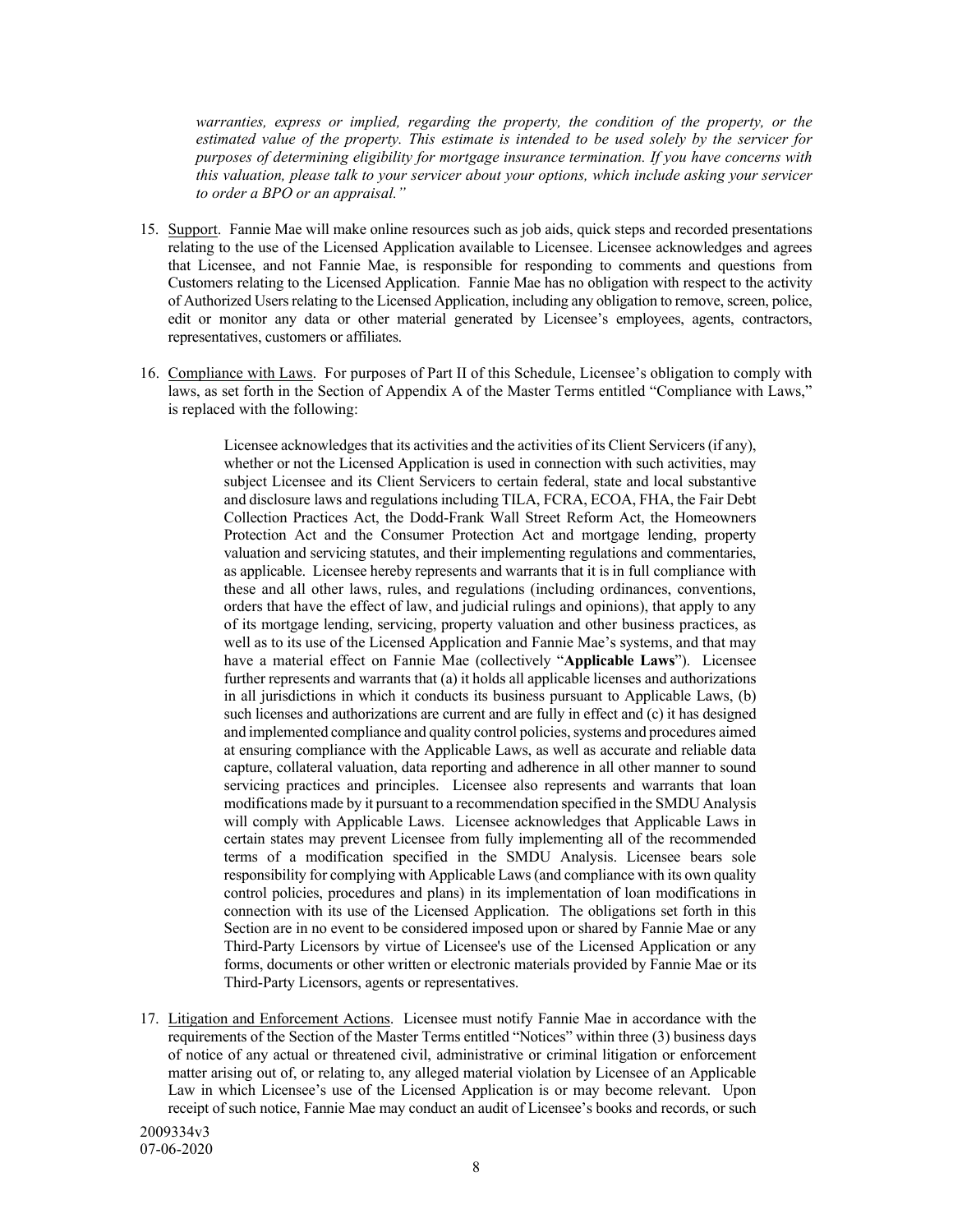*warranties, express or implied, regarding the property, the condition of the property, or the estimated value of the property. This estimate is intended to be used solely by the servicer for purposes of determining eligibility for mortgage insurance termination. If you have concerns with this valuation, please talk to your servicer about your options, which include asking your servicer to order a BPO or an appraisal."*

15. Support. Fannie Mae will make online resources such as job aids, quick steps and recorded presentations relating to the use of the Licensed Application available to Licensee. Licensee acknowledges and agrees that Licensee, and not Fannie Mae, is responsible for responding to comments and questions from Customers relating to the Licensed Application. Fannie Mae has no obligation with respect to the activity of Authorized Users relating to the Licensed Application, including any obligation to remove, screen, police, edit or monitor any data or other material generated by Licensee's employees, agents, contractors, representatives, customers or affiliates.

16. Compliance with Laws. For purposes of Part II of this Schedule, Licensee's obligation to comply with laws, as set forth in the Section of Appendix A of the Master Terms entitled "Compliance with Laws," is replaced with the following:

    > Licensee acknowledges that its activities and the activities of its Client Servicers (if any), whether or not the Licensed Application is used in connection with such activities, may subject Licensee and its Client Servicers to certain federal, state and local substantive and disclosure laws and regulations including TILA, FCRA, ECOA, FHA, the Fair Debt Collection Practices Act, the Dodd-Frank Wall Street Reform Act, the Homeowners Protection Act and the Consumer Protection Act and mortgage lending, property valuation and servicing statutes, and their implementing regulations and commentaries, as applicable. Licensee hereby represents and warrants that it is in full compliance with these and all other laws, rules, and regulations (including ordinances, conventions, orders that have the effect of law, and judicial rulings and opinions), that apply to any of its mortgage lending, servicing, property valuation and other business practices, as well as to its use of the Licensed Application and Fannie Mae's systems, and that may have a material effect on Fannie Mae (collectively "**Applicable Laws**"). Licensee further represents and warrants that (a) it holds all applicable licenses and authorizations in all jurisdictions in which it conducts its business pursuant to Applicable Laws, (b) such licenses and authorizations are current and are fully in effect and (c) it has designed and implemented compliance and quality control policies, systems and procedures aimed at ensuring compliance with the Applicable Laws, as well as accurate and reliable data capture, collateral valuation, data reporting and adherence in all other manner to sound servicing practices and principles. Licensee also represents and warrants that loan modifications made by it pursuant to a recommendation specified in the SMDU Analysis will comply with Applicable Laws. Licensee acknowledges that Applicable Laws in certain states may prevent Licensee from fully implementing all of the recommended terms of a modification specified in the SMDU Analysis. Licensee bears sole responsibility for complying with Applicable Laws (and compliance with its own quality control policies, procedures and plans) in its implementation of loan modifications in connection with its use of the Licensed Application. The obligations set forth in this Section are in no event to be considered imposed upon or shared by Fannie Mae or any Third-Party Licensors by virtue of Licensee's use of the Licensed Application or any forms, documents or other written or electronic materials provided by Fannie Mae or its Third-Party Licensors, agents or representatives.

17. Litigation and Enforcement Actions. Licensee must notify Fannie Mae in accordance with the requirements of the Section of the Master Terms entitled "Notices" within three (3) business days of notice of any actual or threatened civil, administrative or criminal litigation or enforcement matter arising out of, or relating to, any alleged material violation by Licensee of an Applicable Law in which Licensee's use of the Licensed Application is or may become relevant. Upon receipt of such notice, Fannie Mae may conduct an audit of Licensee's books and records, or such

2009334v3
07-06-2020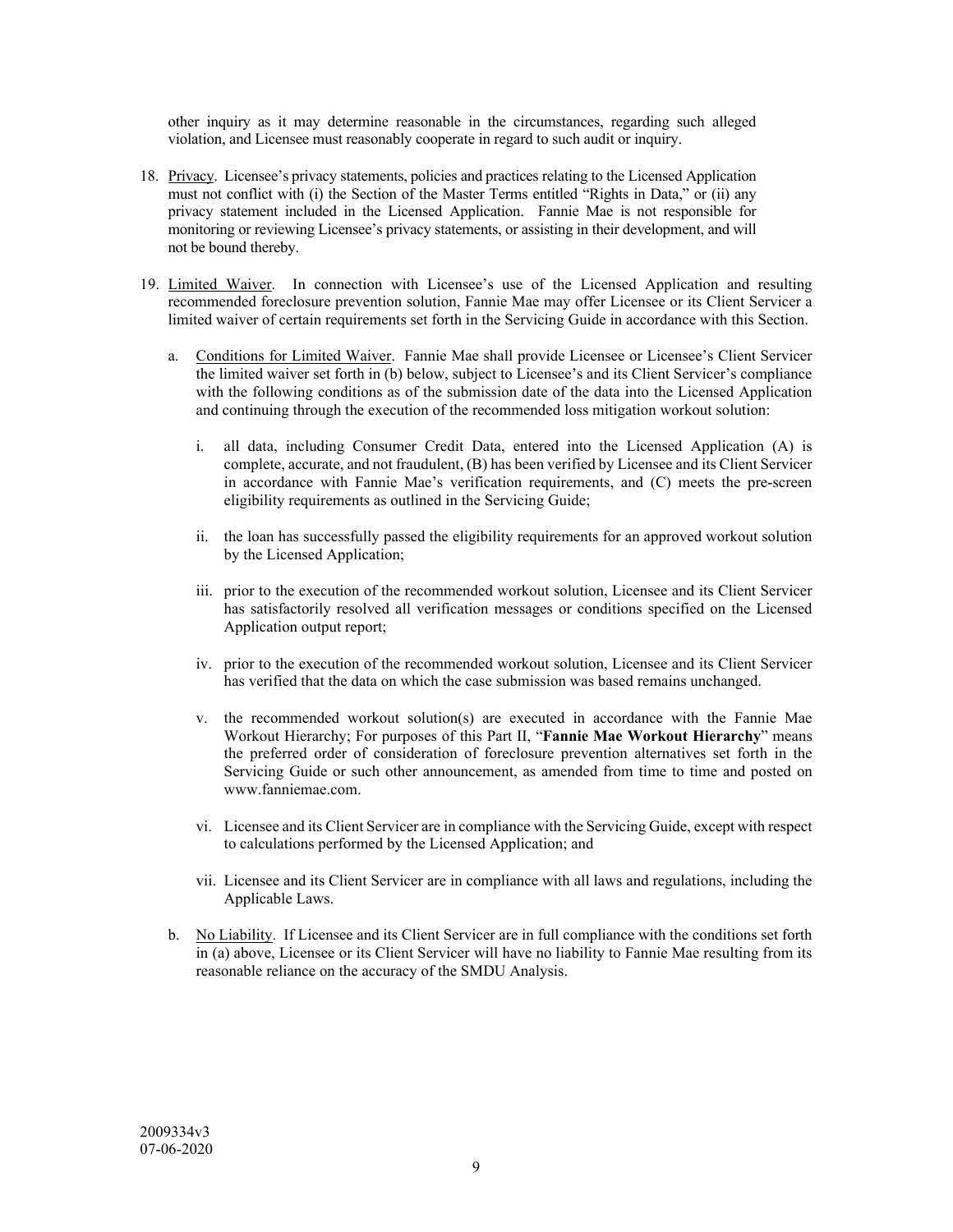other inquiry as it may determine reasonable in the circumstances, regarding such alleged violation, and Licensee must reasonably cooperate in regard to such audit or inquiry.

18. Privacy. Licensee's privacy statements, policies and practices relating to the Licensed Application must not conflict with (i) the Section of the Master Terms entitled "Rights in Data," or (ii) any privacy statement included in the Licensed Application. Fannie Mae is not responsible for monitoring or reviewing Licensee's privacy statements, or assisting in their development, and will not be bound thereby.

19. Limited Waiver. In connection with Licensee's use of the Licensed Application and resulting recommended foreclosure prevention solution, Fannie Mae may offer Licensee or its Client Servicer a limited waiver of certain requirements set forth in the Servicing Guide in accordance with this Section.

    a. Conditions for Limited Waiver. Fannie Mae shall provide Licensee or Licensee's Client Servicer the limited waiver set forth in (b) below, subject to Licensee's and its Client Servicer's compliance with the following conditions as of the submission date of the data into the Licensed Application and continuing through the execution of the recommended loss mitigation workout solution:

        i. all data, including Consumer Credit Data, entered into the Licensed Application (A) is complete, accurate, and not fraudulent, (B) has been verified by Licensee and its Client Servicer in accordance with Fannie Mae's verification requirements, and (C) meets the pre-screen eligibility requirements as outlined in the Servicing Guide;

        ii. the loan has successfully passed the eligibility requirements for an approved workout solution by the Licensed Application;

        iii. prior to the execution of the recommended workout solution, Licensee and its Client Servicer has satisfactorily resolved all verification messages or conditions specified on the Licensed Application output report;

        iv. prior to the execution of the recommended workout solution, Licensee and its Client Servicer has verified that the data on which the case submission was based remains unchanged.

        v. the recommended workout solution(s) are executed in accordance with the Fannie Mae Workout Hierarchy; For purposes of this Part II, "**Fannie Mae Workout Hierarchy**" means the preferred order of consideration of foreclosure prevention alternatives set forth in the Servicing Guide or such other announcement, as amended from time to time and posted on www.fanniemae.com.

        vi. Licensee and its Client Servicer are in compliance with the Servicing Guide, except with respect to calculations performed by the Licensed Application; and

        vii. Licensee and its Client Servicer are in compliance with all laws and regulations, including the Applicable Laws.

    b. No Liability. If Licensee and its Client Servicer are in full compliance with the conditions set forth in (a) above, Licensee or its Client Servicer will have no liability to Fannie Mae resulting from its reasonable reliance on the accuracy of the SMDU Analysis.

2009334v3
07-06-2020